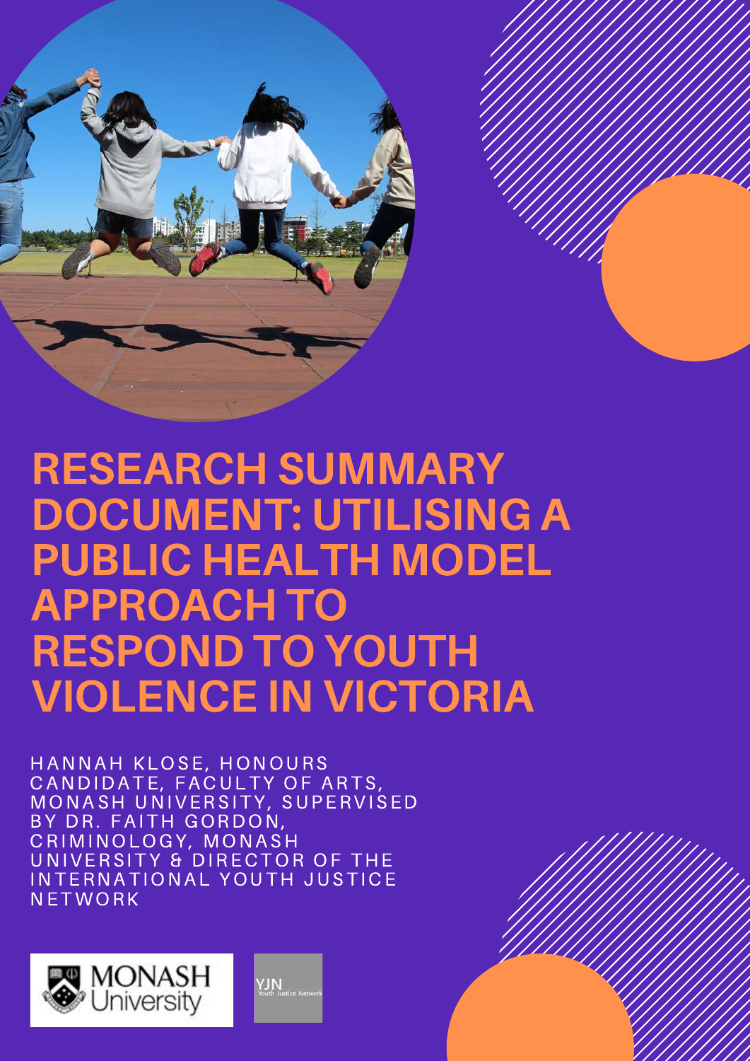# RESEARCH SUMMARY DOCUMENT: UTILISING A PUBLIC HEALTH MODEL APPROACH TO RESPOND TO YOUTH VIOLENCE IN VICTORIA

HANNAH KLOSE, HONOURS CANDIDATE, FACULTY OF ARTS, MONASH UNIVERSITY, SUPERVISED BY DR. FAITH GORDON, CRIMINOLOGY, MONASH UNIVERSITY & DIRECTOR OF THE INTERNATIONAL YOUTH JUSTICE NETWORK

MONASH University

YJN Youth Justice Network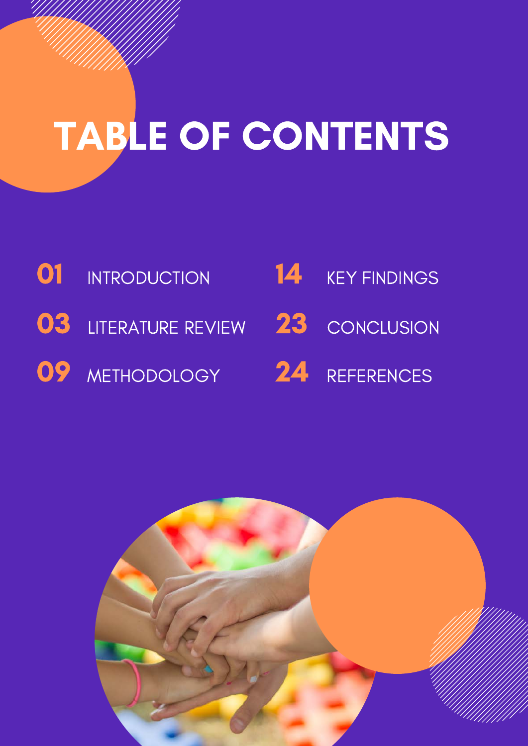# TABLE OF CONTENTS

- **01** INTRODUCTION
- **03** LITERATURE REVIEW
- **09** METHODOLOGY
- **14** KEY FINDINGS
- **23** CONCLUSION
- **24** REFERENCES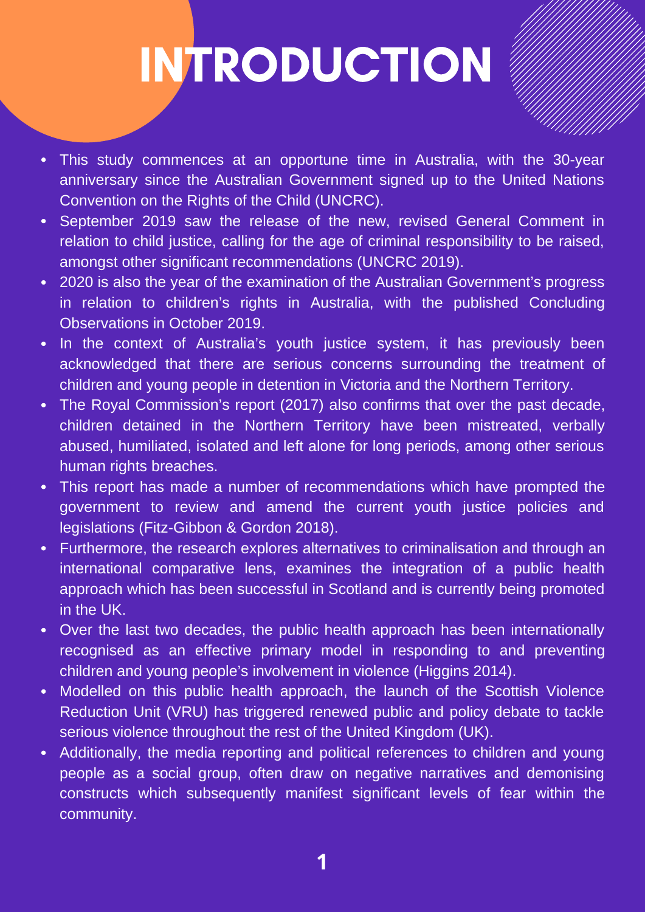# INTRODUCTION

- This study commences at an opportune time in Australia, with the 30-year anniversary since the Australian Government signed up to the United Nations Convention on the Rights of the Child (UNCRC).
- September 2019 saw the release of the new, revised General Comment in relation to child justice, calling for the age of criminal responsibility to be raised, amongst other significant recommendations (UNCRC 2019).
- 2020 is also the year of the examination of the Australian Government's progress in relation to children's rights in Australia, with the published Concluding Observations in October 2019.
- In the context of Australia's youth justice system, it has previously been acknowledged that there are serious concerns surrounding the treatment of children and young people in detention in Victoria and the Northern Territory.
- The Royal Commission's report (2017) also confirms that over the past decade, children detained in the Northern Territory have been mistreated, verbally abused, humiliated, isolated and left alone for long periods, among other serious human rights breaches.
- This report has made a number of recommendations which have prompted the government to review and amend the current youth justice policies and legislations (Fitz-Gibbon & Gordon 2018).
- Furthermore, the research explores alternatives to criminalisation and through an international comparative lens, examines the integration of a public health approach which has been successful in Scotland and is currently being promoted in the UK.
- Over the last two decades, the public health approach has been internationally recognised as an effective primary model in responding to and preventing children and young people's involvement in violence (Higgins 2014).
- Modelled on this public health approach, the launch of the Scottish Violence Reduction Unit (VRU) has triggered renewed public and policy debate to tackle serious violence throughout the rest of the United Kingdom (UK).
- Additionally, the media reporting and political references to children and young people as a social group, often draw on negative narratives and demonising constructs which subsequently manifest significant levels of fear within the community.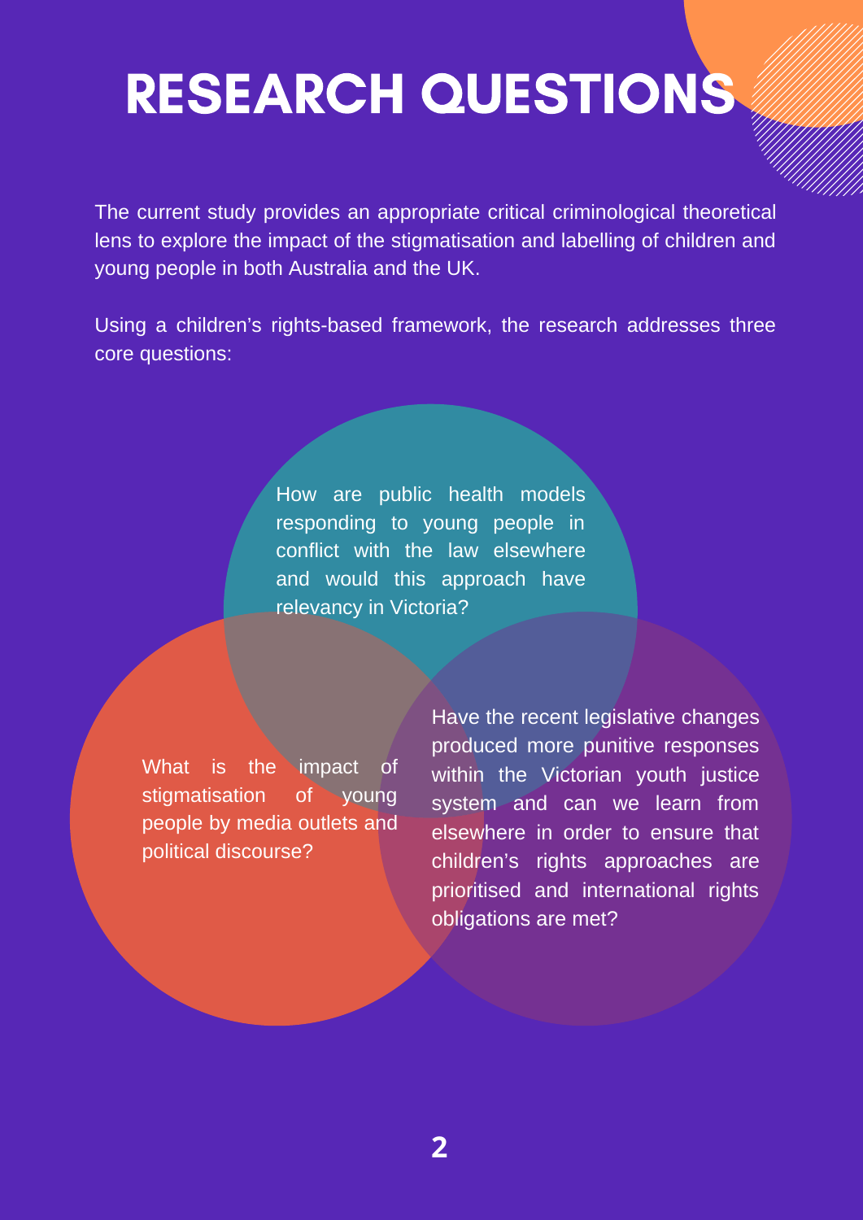# RESEARCH QUESTIONS

The current study provides an appropriate critical criminological theoretical lens to explore the impact of the stigmatisation and labelling of children and young people in both Australia and the UK.

Using a children's rights-based framework, the research addresses three core questions:

- How are public health models responding to young people in conflict with the law elsewhere and would this approach have relevancy in Victoria?
- What is the impact of stigmatisation of young people by media outlets and political discourse?
- Have the recent legislative changes produced more punitive responses within the Victorian youth justice system and can we learn from elsewhere in order to ensure that children's rights approaches are prioritised and international rights obligations are met?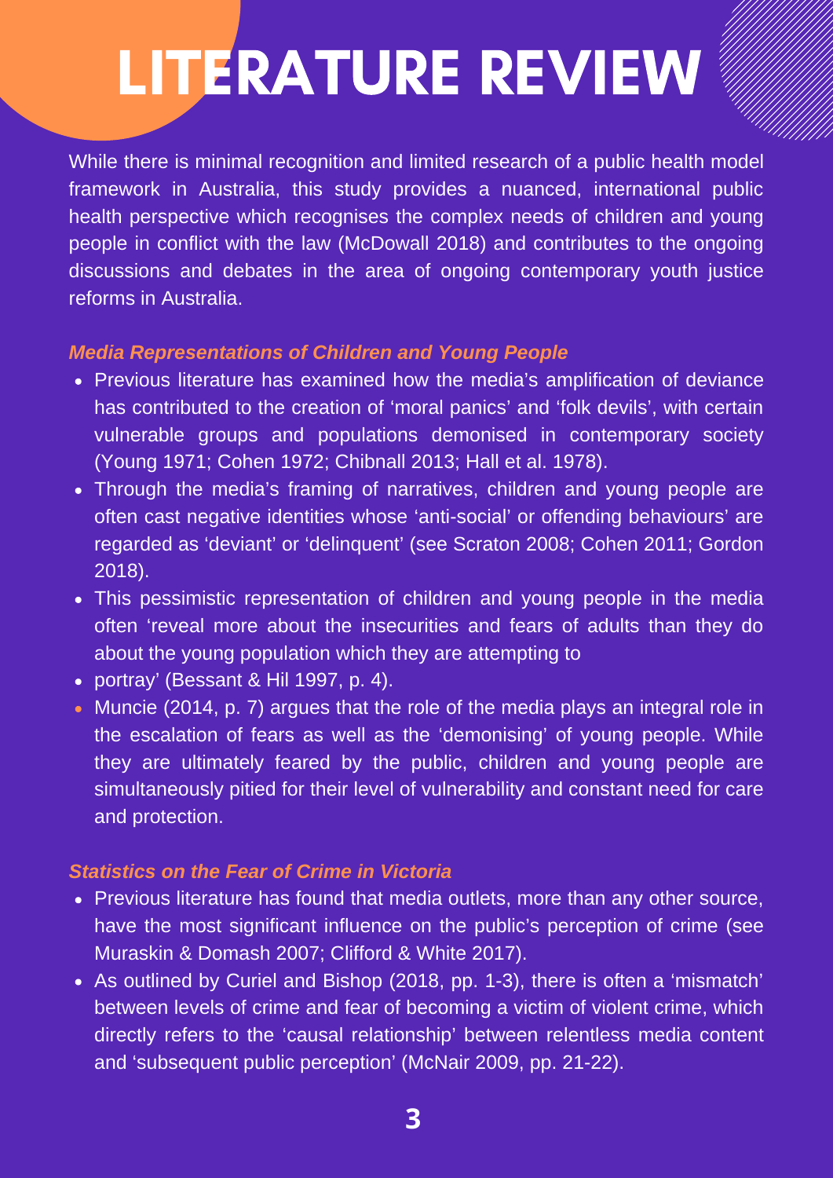# LITERATURE REVIEW

While there is minimal recognition and limited research of a public health model framework in Australia, this study provides a nuanced, international public health perspective which recognises the complex needs of children and young people in conflict with the law (McDowall 2018) and contributes to the ongoing discussions and debates in the area of ongoing contemporary youth justice reforms in Australia.

### *Media Representations of Children and Young People*

- Previous literature has examined how the media's amplification of deviance has contributed to the creation of 'moral panics' and 'folk devils', with certain vulnerable groups and populations demonised in contemporary society (Young 1971; Cohen 1972; Chibnall 2013; Hall et al. 1978).
- Through the media's framing of narratives, children and young people are often cast negative identities whose 'anti-social' or offending behaviours' are regarded as 'deviant' or 'delinquent' (see Scraton 2008; Cohen 2011; Gordon 2018).
- This pessimistic representation of children and young people in the media often 'reveal more about the insecurities and fears of adults than they do about the young population which they are attempting to
- portray' (Bessant & Hil 1997, p. 4).
- Muncie (2014, p. 7) argues that the role of the media plays an integral role in the escalation of fears as well as the 'demonising' of young people. While they are ultimately feared by the public, children and young people are simultaneously pitied for their level of vulnerability and constant need for care and protection.

### *Statistics on the Fear of Crime in Victoria*

- Previous literature has found that media outlets, more than any other source, have the most significant influence on the public's perception of crime (see Muraskin & Domash 2007; Clifford & White 2017).
- As outlined by Curiel and Bishop (2018, pp. 1-3), there is often a 'mismatch' between levels of crime and fear of becoming a victim of violent crime, which directly refers to the 'causal relationship' between relentless media content and 'subsequent public perception' (McNair 2009, pp. 21-22).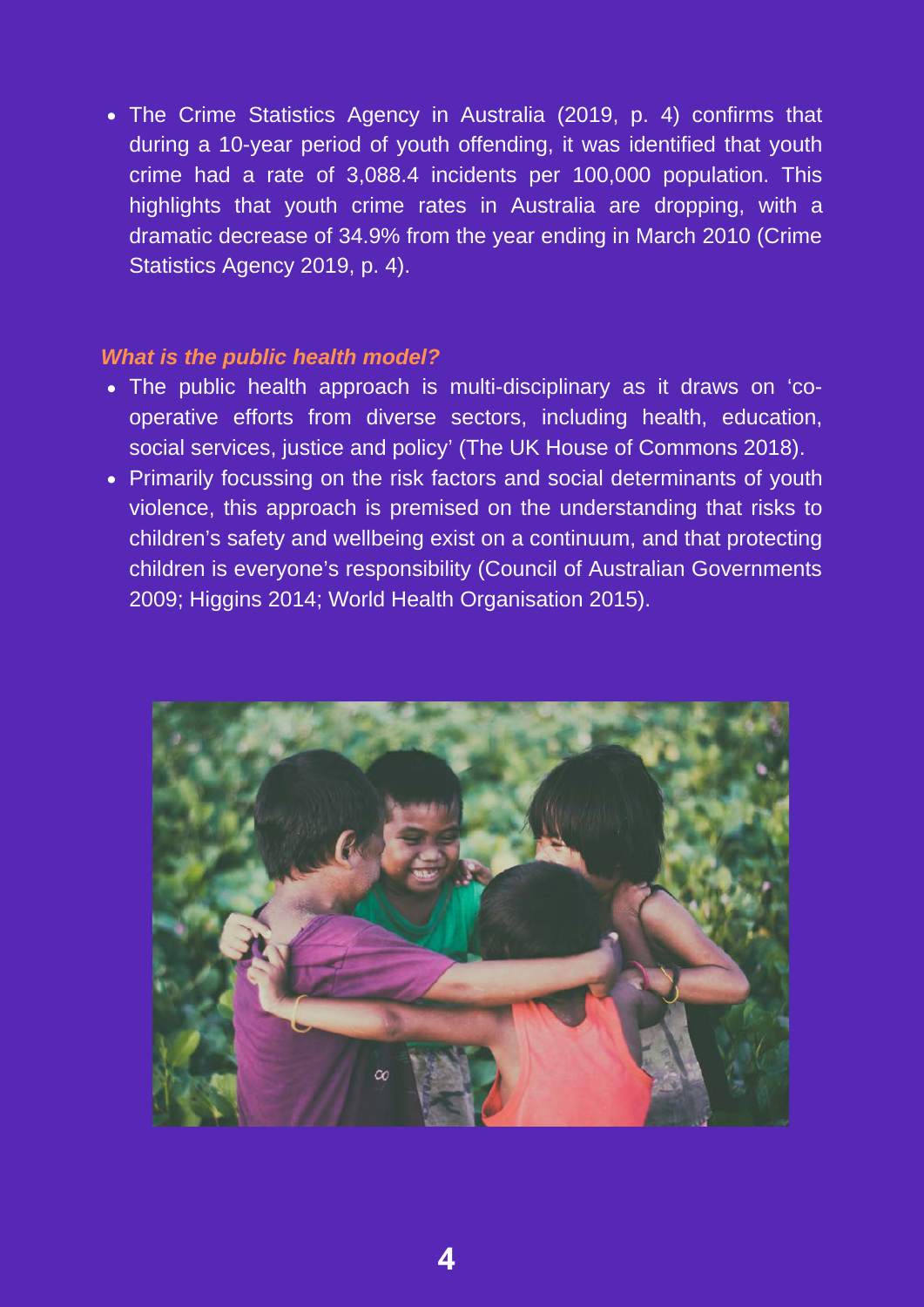- The Crime Statistics Agency in Australia (2019, p. 4) confirms that during a 10-year period of youth offending, it was identified that youth crime had a rate of 3,088.4 incidents per 100,000 population. This highlights that youth crime rates in Australia are dropping, with a dramatic decrease of 34.9% from the year ending in March 2010 (Crime Statistics Agency 2019, p. 4).

### *What is the public health model?*

- The public health approach is multi-disciplinary as it draws on 'co-operative efforts from diverse sectors, including health, education, social services, justice and policy' (The UK House of Commons 2018).
- Primarily focussing on the risk factors and social determinants of youth violence, this approach is premised on the understanding that risks to children's safety and wellbeing exist on a continuum, and that protecting children is everyone's responsibility (Council of Australian Governments 2009; Higgins 2014; World Health Organisation 2015).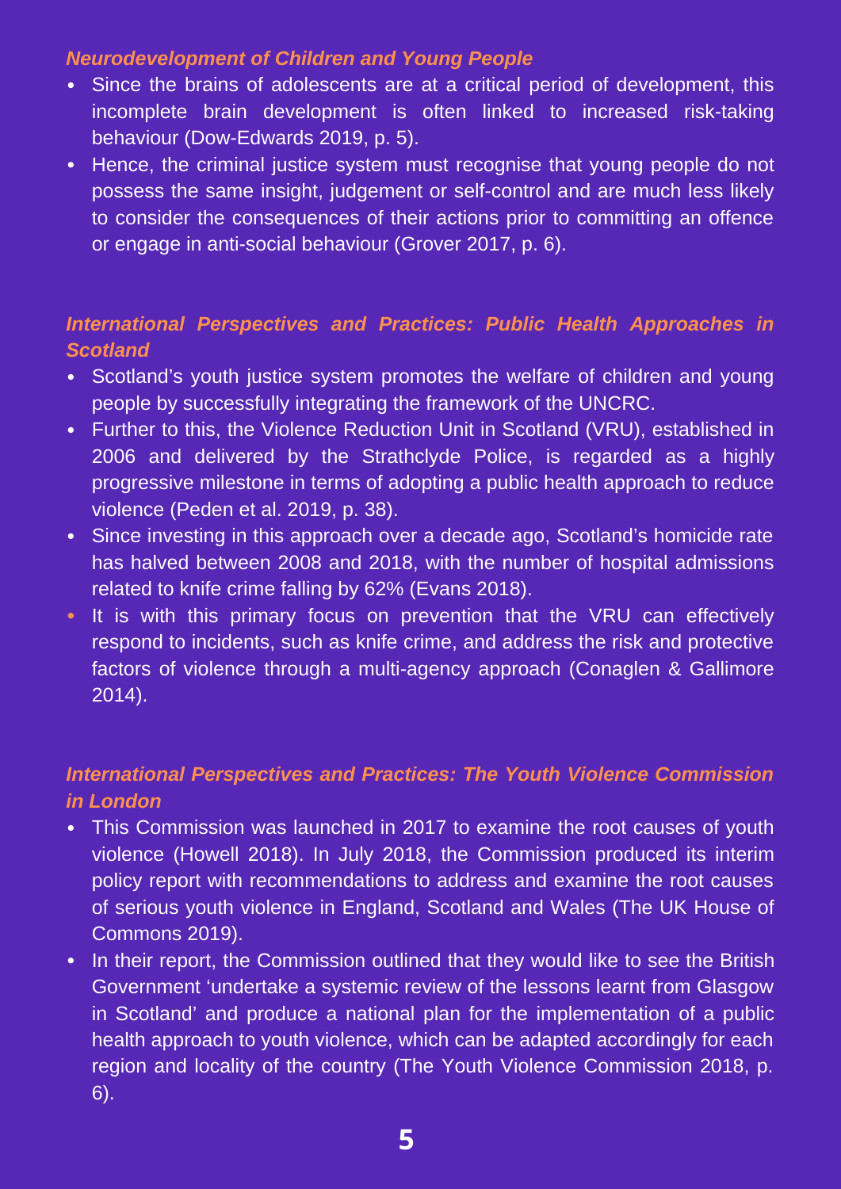### *Neurodevelopment of Children and Young People*

- Since the brains of adolescents are at a critical period of development, this incomplete brain development is often linked to increased risk-taking behaviour (Dow-Edwards 2019, p. 5).
- Hence, the criminal justice system must recognise that young people do not possess the same insight, judgement or self-control and are much less likely to consider the consequences of their actions prior to committing an offence or engage in anti-social behaviour (Grover 2017, p. 6).

### *International Perspectives and Practices: Public Health Approaches in Scotland*

- Scotland's youth justice system promotes the welfare of children and young people by successfully integrating the framework of the UNCRC.
- Further to this, the Violence Reduction Unit in Scotland (VRU), established in 2006 and delivered by the Strathclyde Police, is regarded as a highly progressive milestone in terms of adopting a public health approach to reduce violence (Peden et al. 2019, p. 38).
- Since investing in this approach over a decade ago, Scotland's homicide rate has halved between 2008 and 2018, with the number of hospital admissions related to knife crime falling by 62% (Evans 2018).
- It is with this primary focus on prevention that the VRU can effectively respond to incidents, such as knife crime, and address the risk and protective factors of violence through a multi-agency approach (Conaglen & Gallimore 2014).

### *International Perspectives and Practices: The Youth Violence Commission in London*

- This Commission was launched in 2017 to examine the root causes of youth violence (Howell 2018). In July 2018, the Commission produced its interim policy report with recommendations to address and examine the root causes of serious youth violence in England, Scotland and Wales (The UK House of Commons 2019).
- In their report, the Commission outlined that they would like to see the British Government 'undertake a systemic review of the lessons learnt from Glasgow in Scotland' and produce a national plan for the implementation of a public health approach to youth violence, which can be adapted accordingly for each region and locality of the country (The Youth Violence Commission 2018, p. 6).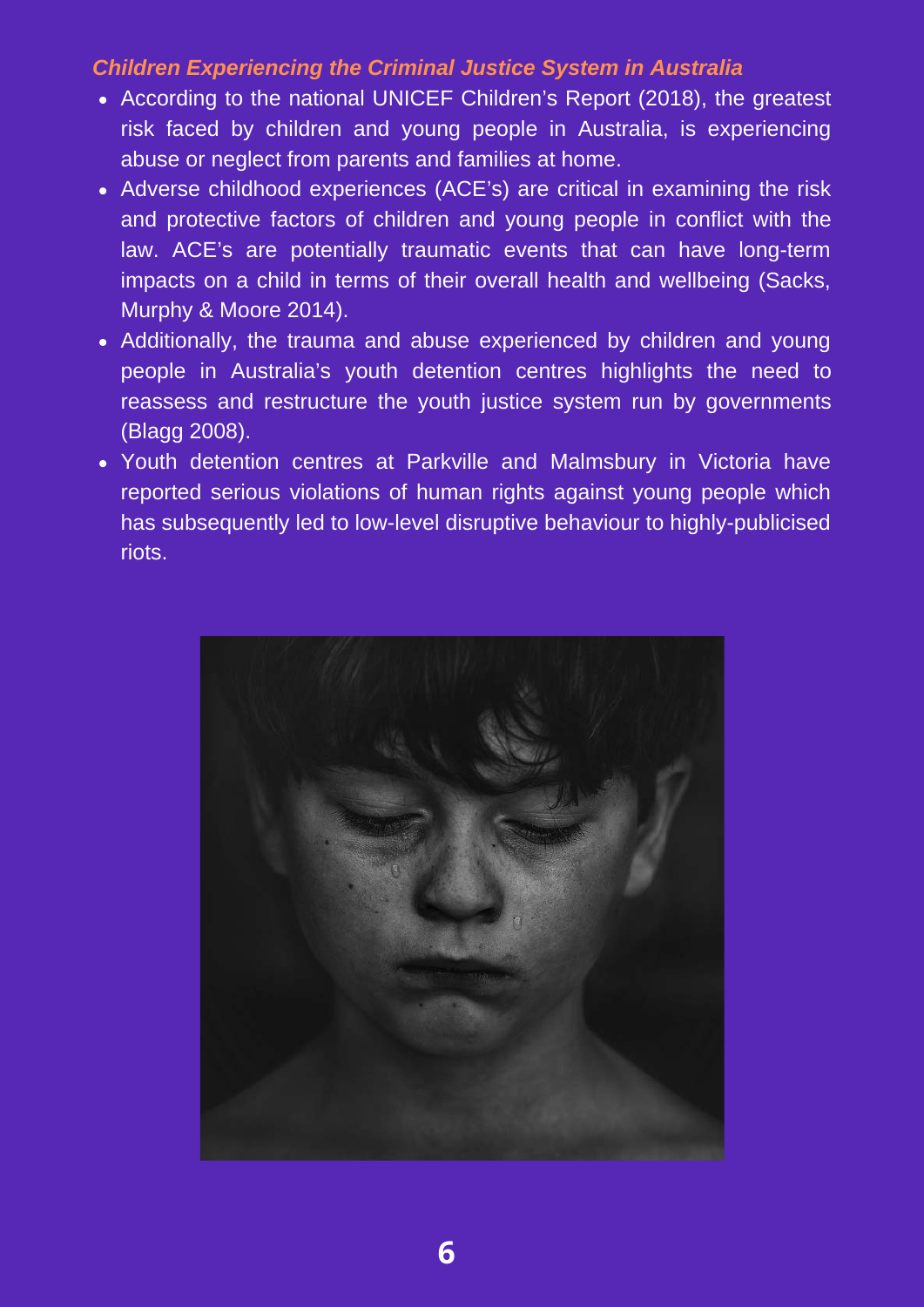***Children Experiencing the Criminal Justice System in Australia***

- According to the national UNICEF Children's Report (2018), the greatest risk faced by children and young people in Australia, is experiencing abuse or neglect from parents and families at home.
- Adverse childhood experiences (ACE's) are critical in examining the risk and protective factors of children and young people in conflict with the law. ACE's are potentially traumatic events that can have long-term impacts on a child in terms of their overall health and wellbeing (Sacks, Murphy & Moore 2014).
- Additionally, the trauma and abuse experienced by children and young people in Australia's youth detention centres highlights the need to reassess and restructure the youth justice system run by governments (Blagg 2008).
- Youth detention centres at Parkville and Malmsbury in Victoria have reported serious violations of human rights against young people which has subsequently led to low-level disruptive behaviour to highly-publicised riots.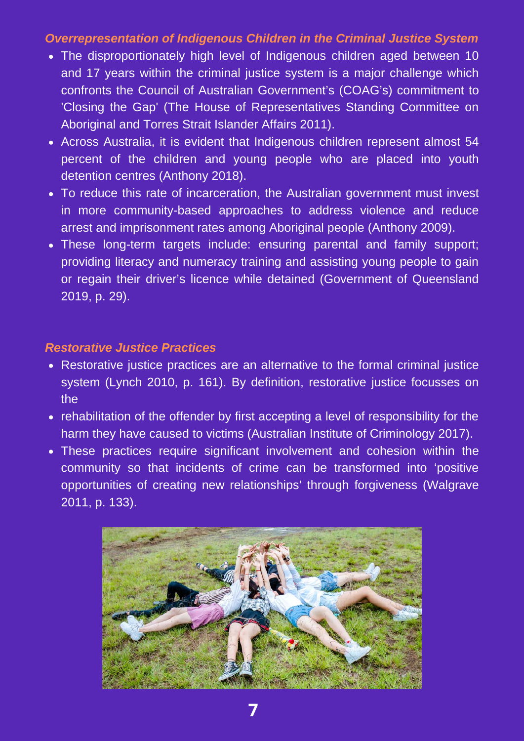### *Overrepresentation of Indigenous Children in the Criminal Justice System*

- The disproportionately high level of Indigenous children aged between 10 and 17 years within the criminal justice system is a major challenge which confronts the Council of Australian Government's (COAG's) commitment to 'Closing the Gap' (The House of Representatives Standing Committee on Aboriginal and Torres Strait Islander Affairs 2011).
- Across Australia, it is evident that Indigenous children represent almost 54 percent of the children and young people who are placed into youth detention centres (Anthony 2018).
- To reduce this rate of incarceration, the Australian government must invest in more community-based approaches to address violence and reduce arrest and imprisonment rates among Aboriginal people (Anthony 2009).
- These long-term targets include: ensuring parental and family support; providing literacy and numeracy training and assisting young people to gain or regain their driver's licence while detained (Government of Queensland 2019, p. 29).

### *Restorative Justice Practices*

- Restorative justice practices are an alternative to the formal criminal justice system (Lynch 2010, p. 161). By definition, restorative justice focusses on the
- rehabilitation of the offender by first accepting a level of responsibility for the harm they have caused to victims (Australian Institute of Criminology 2017).
- These practices require significant involvement and cohesion within the community so that incidents of crime can be transformed into 'positive opportunities of creating new relationships' through forgiveness (Walgrave 2011, p. 133).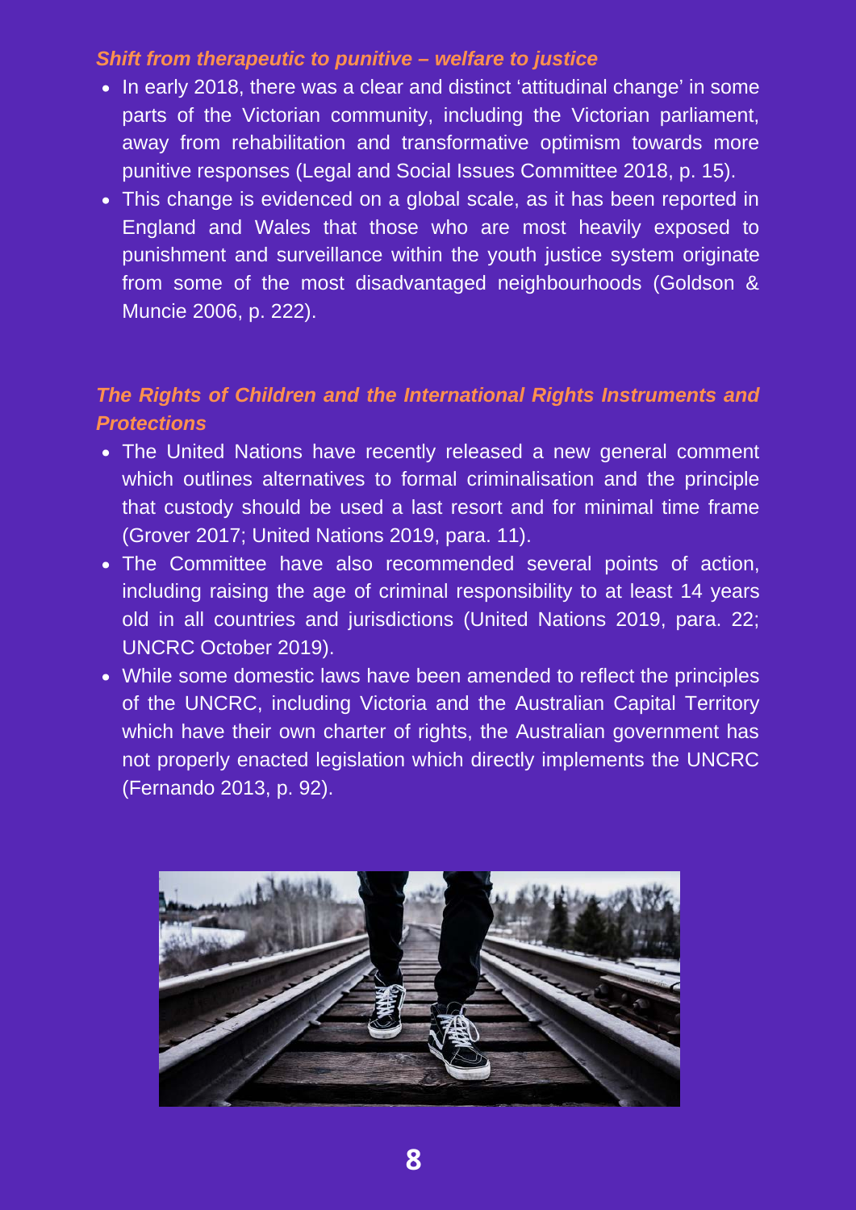### *Shift from therapeutic to punitive – welfare to justice*

- In early 2018, there was a clear and distinct 'attitudinal change' in some parts of the Victorian community, including the Victorian parliament, away from rehabilitation and transformative optimism towards more punitive responses (Legal and Social Issues Committee 2018, p. 15).
- This change is evidenced on a global scale, as it has been reported in England and Wales that those who are most heavily exposed to punishment and surveillance within the youth justice system originate from some of the most disadvantaged neighbourhoods (Goldson & Muncie 2006, p. 222).

### *The Rights of Children and the International Rights Instruments and Protections*

- The United Nations have recently released a new general comment which outlines alternatives to formal criminalisation and the principle that custody should be used a last resort and for minimal time frame (Grover 2017; United Nations 2019, para. 11).
- The Committee have also recommended several points of action, including raising the age of criminal responsibility to at least 14 years old in all countries and jurisdictions (United Nations 2019, para. 22; UNCRC October 2019).
- While some domestic laws have been amended to reflect the principles of the UNCRC, including Victoria and the Australian Capital Territory which have their own charter of rights, the Australian government has not properly enacted legislation which directly implements the UNCRC (Fernando 2013, p. 92).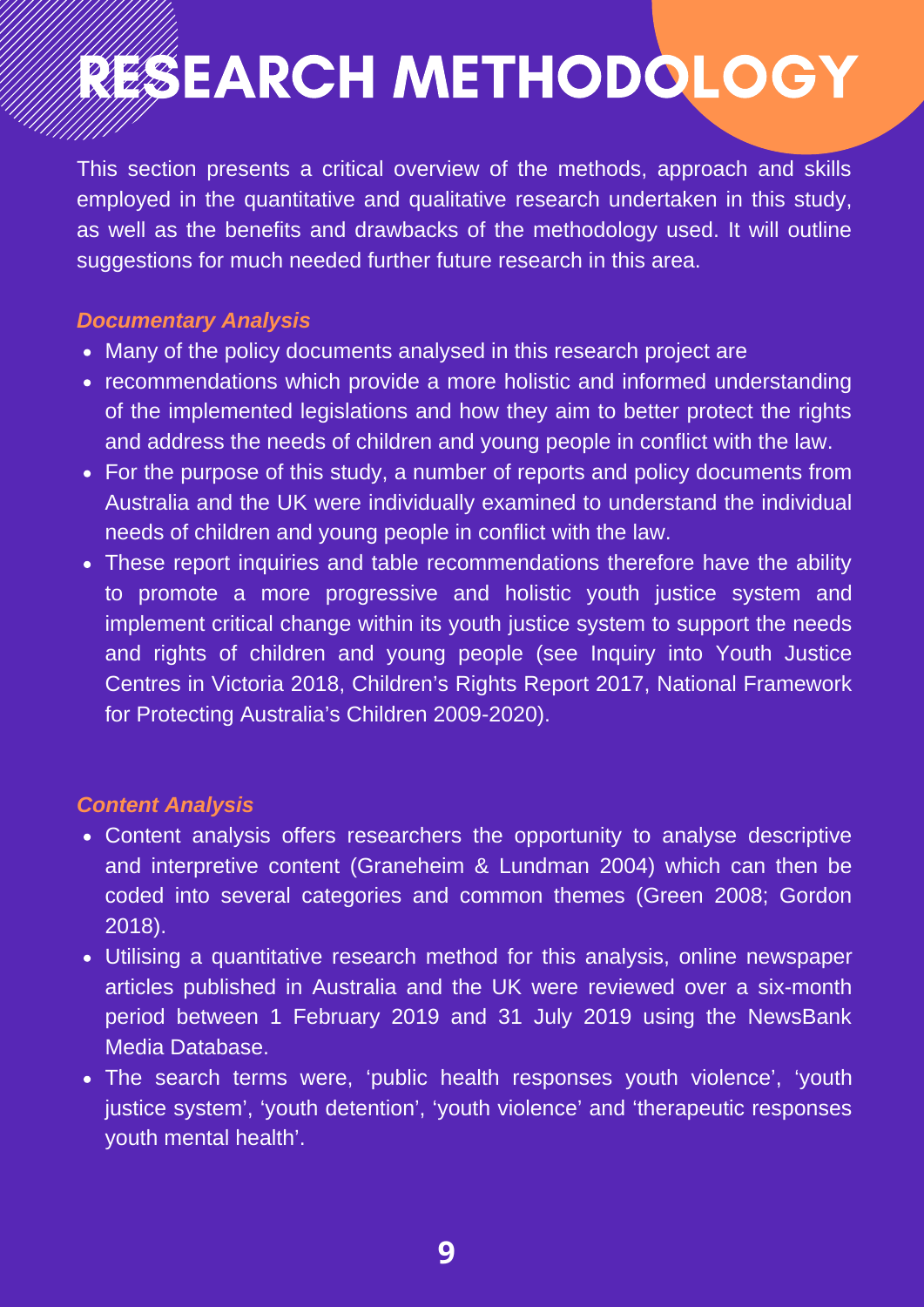# RESEARCH METHODOLOGY

This section presents a critical overview of the methods, approach and skills employed in the quantitative and qualitative research undertaken in this study, as well as the benefits and drawbacks of the methodology used. It will outline suggestions for much needed further future research in this area.

### *Documentary Analysis*

- Many of the policy documents analysed in this research project are
- recommendations which provide a more holistic and informed understanding of the implemented legislations and how they aim to better protect the rights and address the needs of children and young people in conflict with the law.
- For the purpose of this study, a number of reports and policy documents from Australia and the UK were individually examined to understand the individual needs of children and young people in conflict with the law.
- These report inquiries and table recommendations therefore have the ability to promote a more progressive and holistic youth justice system and implement critical change within its youth justice system to support the needs and rights of children and young people (see Inquiry into Youth Justice Centres in Victoria 2018, Children's Rights Report 2017, National Framework for Protecting Australia's Children 2009-2020).

### *Content Analysis*

- Content analysis offers researchers the opportunity to analyse descriptive and interpretive content (Graneheim & Lundman 2004) which can then be coded into several categories and common themes (Green 2008; Gordon 2018).
- Utilising a quantitative research method for this analysis, online newspaper articles published in Australia and the UK were reviewed over a six-month period between 1 February 2019 and 31 July 2019 using the NewsBank Media Database.
- The search terms were, 'public health responses youth violence', 'youth justice system', 'youth detention', 'youth violence' and 'therapeutic responses youth mental health'.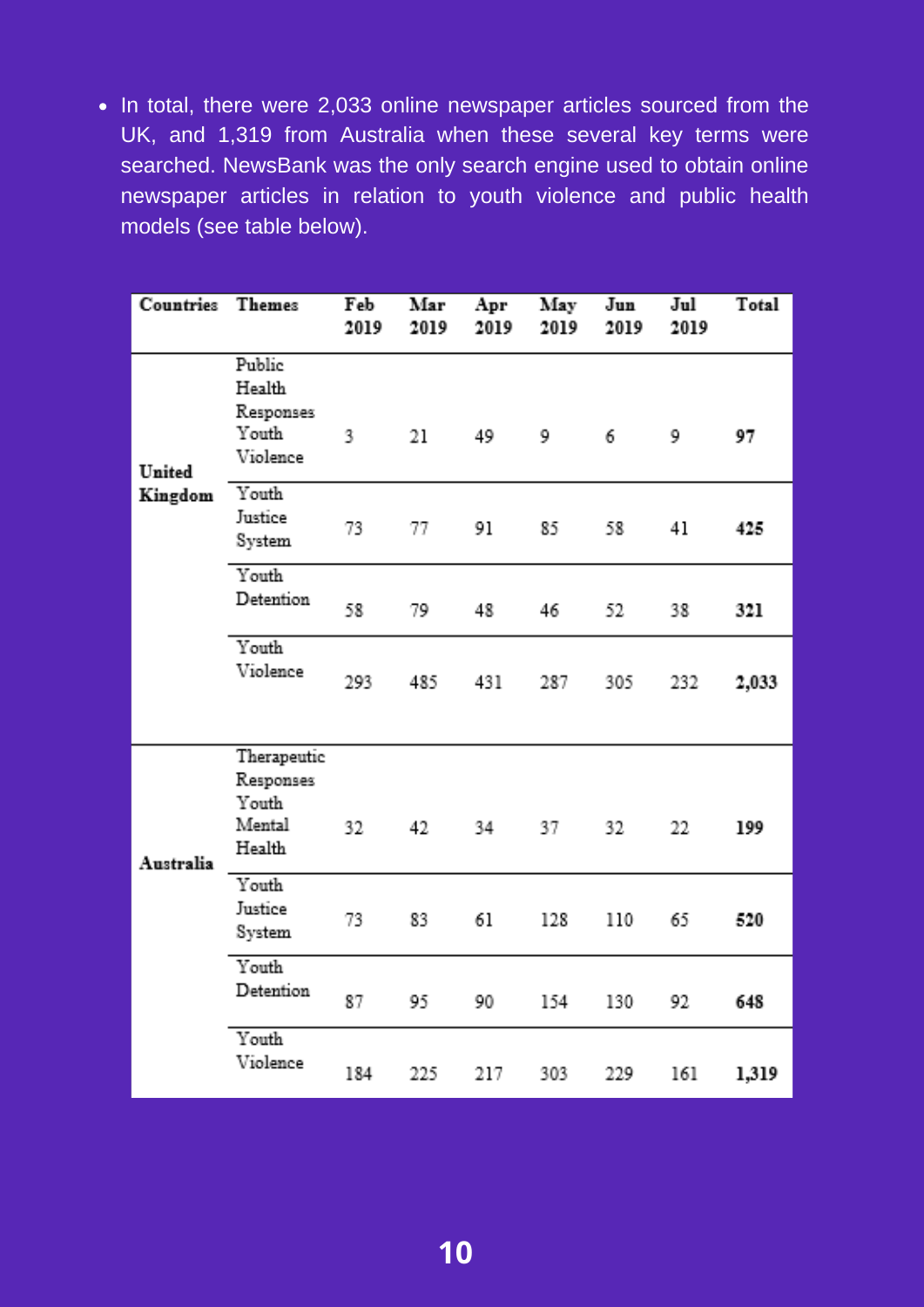- In total, there were 2,033 online newspaper articles sourced from the UK, and 1,319 from Australia when these several key terms were searched. NewsBank was the only search engine used to obtain online newspaper articles in relation to youth violence and public health models (see table below).

| Countries | Themes | Feb 2019 | Mar 2019 | Apr 2019 | May 2019 | Jun 2019 | Jul 2019 | Total |
|---|---|---|---|---|---|---|---|---|
| **United Kingdom** | Public Health Responses Youth Violence | 3 | 21 | 49 | 9 | 6 | 9 | **97** |
| | Youth Justice System | 73 | 77 | 91 | 85 | 58 | 41 | **425** |
| | Youth Detention | 58 | 79 | 48 | 46 | 52 | 38 | **321** |
| | Youth Violence | 293 | 485 | 431 | 287 | 305 | 232 | **2,033** |
| **Australia** | Therapeutic Responses Youth Mental Health | 32 | 42 | 34 | 37 | 32 | 22 | **199** |
| | Youth Justice System | 73 | 83 | 61 | 128 | 110 | 65 | **520** |
| | Youth Detention | 87 | 95 | 90 | 154 | 130 | 92 | **648** |
| | Youth Violence | 184 | 225 | 217 | 303 | 229 | 161 | **1,319** |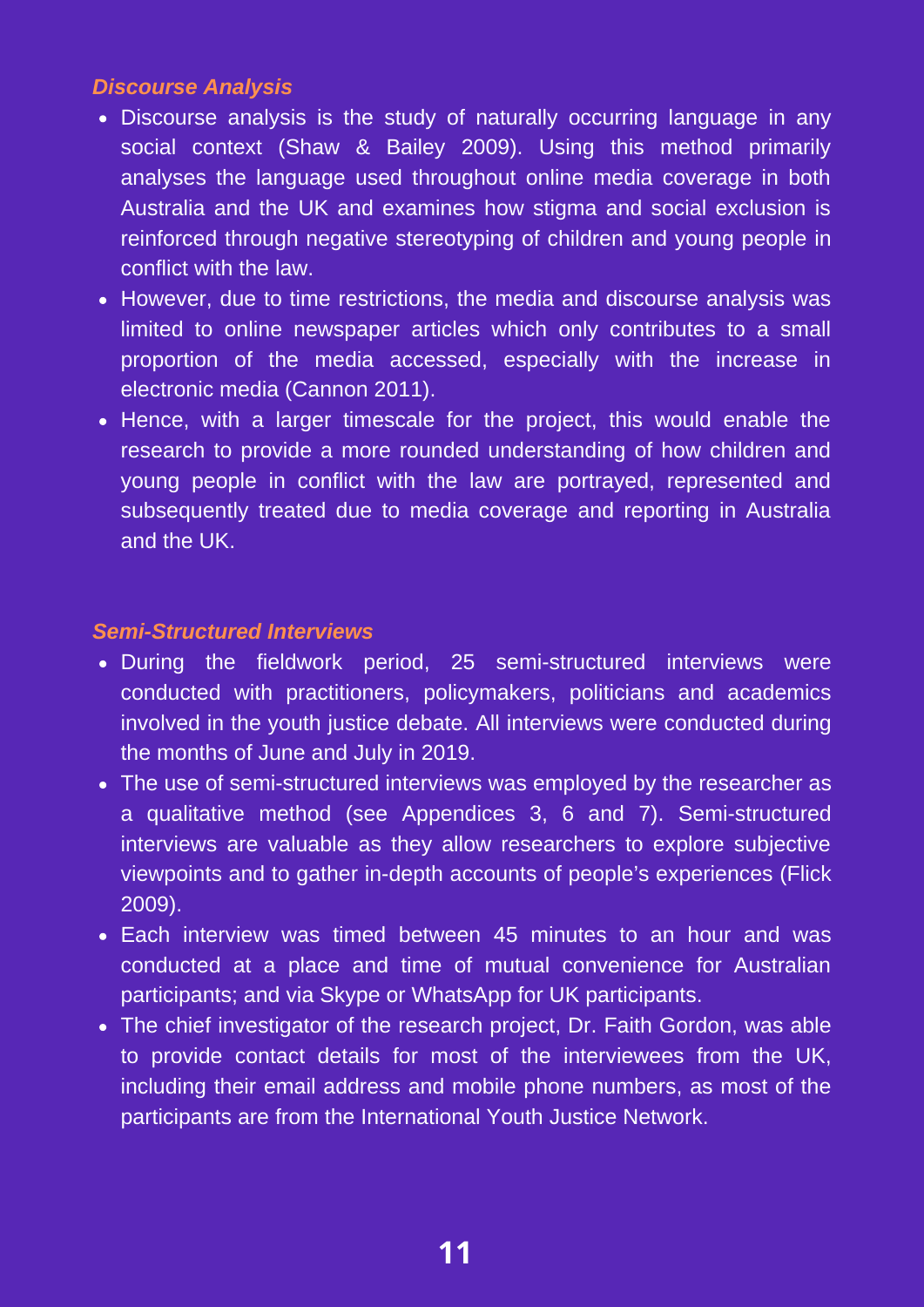### *Discourse Analysis*

- Discourse analysis is the study of naturally occurring language in any social context (Shaw & Bailey 2009). Using this method primarily analyses the language used throughout online media coverage in both Australia and the UK and examines how stigma and social exclusion is reinforced through negative stereotyping of children and young people in conflict with the law.
- However, due to time restrictions, the media and discourse analysis was limited to online newspaper articles which only contributes to a small proportion of the media accessed, especially with the increase in electronic media (Cannon 2011).
- Hence, with a larger timescale for the project, this would enable the research to provide a more rounded understanding of how children and young people in conflict with the law are portrayed, represented and subsequently treated due to media coverage and reporting in Australia and the UK.

### *Semi-Structured Interviews*

- During the fieldwork period, 25 semi-structured interviews were conducted with practitioners, policymakers, politicians and academics involved in the youth justice debate. All interviews were conducted during the months of June and July in 2019.
- The use of semi-structured interviews was employed by the researcher as a qualitative method (see Appendices 3, 6 and 7). Semi-structured interviews are valuable as they allow researchers to explore subjective viewpoints and to gather in-depth accounts of people's experiences (Flick 2009).
- Each interview was timed between 45 minutes to an hour and was conducted at a place and time of mutual convenience for Australian participants; and via Skype or WhatsApp for UK participants.
- The chief investigator of the research project, Dr. Faith Gordon, was able to provide contact details for most of the interviewees from the UK, including their email address and mobile phone numbers, as most of the participants are from the International Youth Justice Network.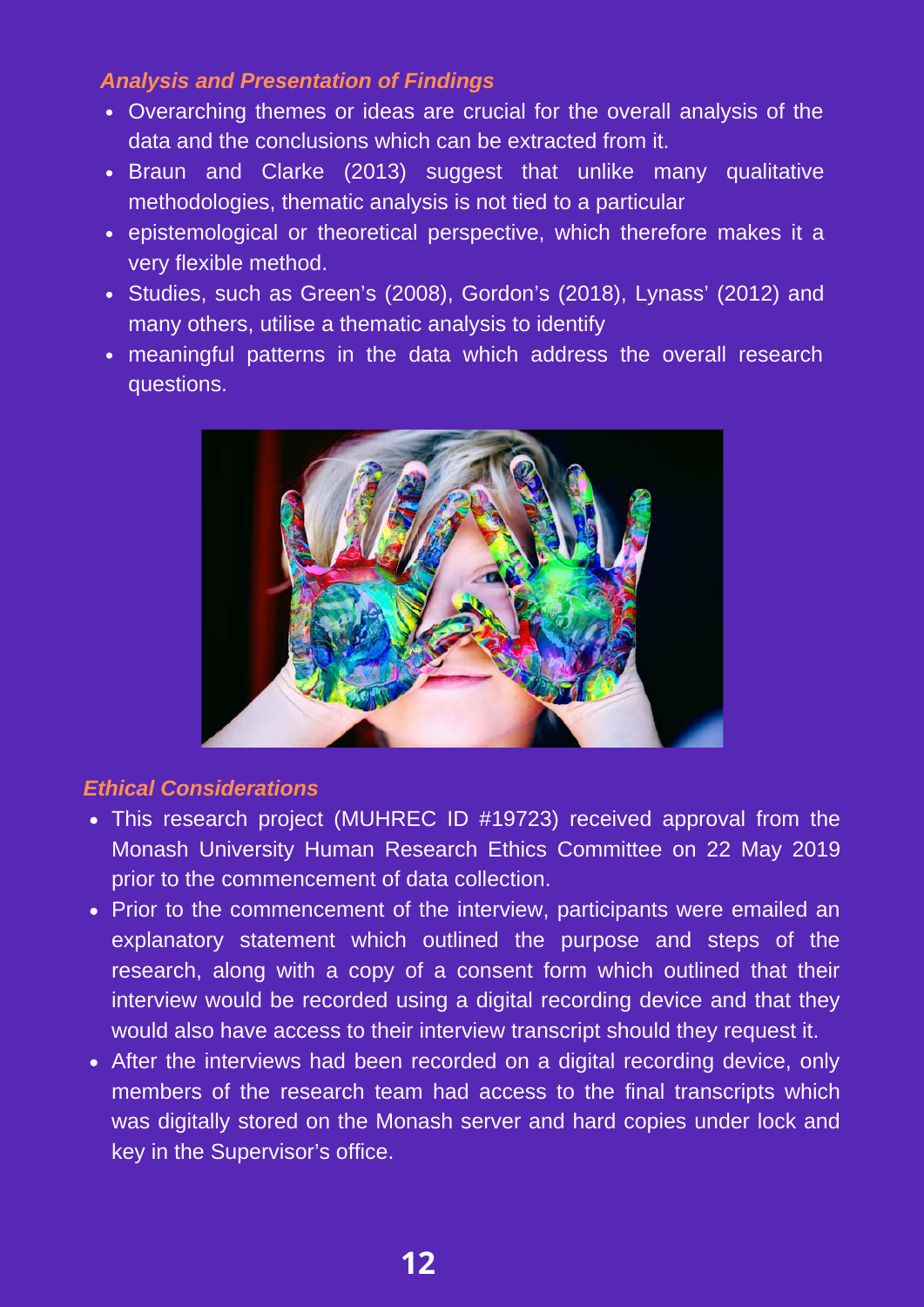### *Analysis and Presentation of Findings*

- Overarching themes or ideas are crucial for the overall analysis of the data and the conclusions which can be extracted from it.
- Braun and Clarke (2013) suggest that unlike many qualitative methodologies, thematic analysis is not tied to a particular
- epistemological or theoretical perspective, which therefore makes it a very flexible method.
- Studies, such as Green's (2008), Gordon's (2018), Lynass' (2012) and many others, utilise a thematic analysis to identify
- meaningful patterns in the data which address the overall research questions.

### *Ethical Considerations*

- This research project (MUHREC ID #19723) received approval from the Monash University Human Research Ethics Committee on 22 May 2019 prior to the commencement of data collection.
- Prior to the commencement of the interview, participants were emailed an explanatory statement which outlined the purpose and steps of the research, along with a copy of a consent form which outlined that their interview would be recorded using a digital recording device and that they would also have access to their interview transcript should they request it.
- After the interviews had been recorded on a digital recording device, only members of the research team had access to the final transcripts which was digitally stored on the Monash server and hard copies under lock and key in the Supervisor's office.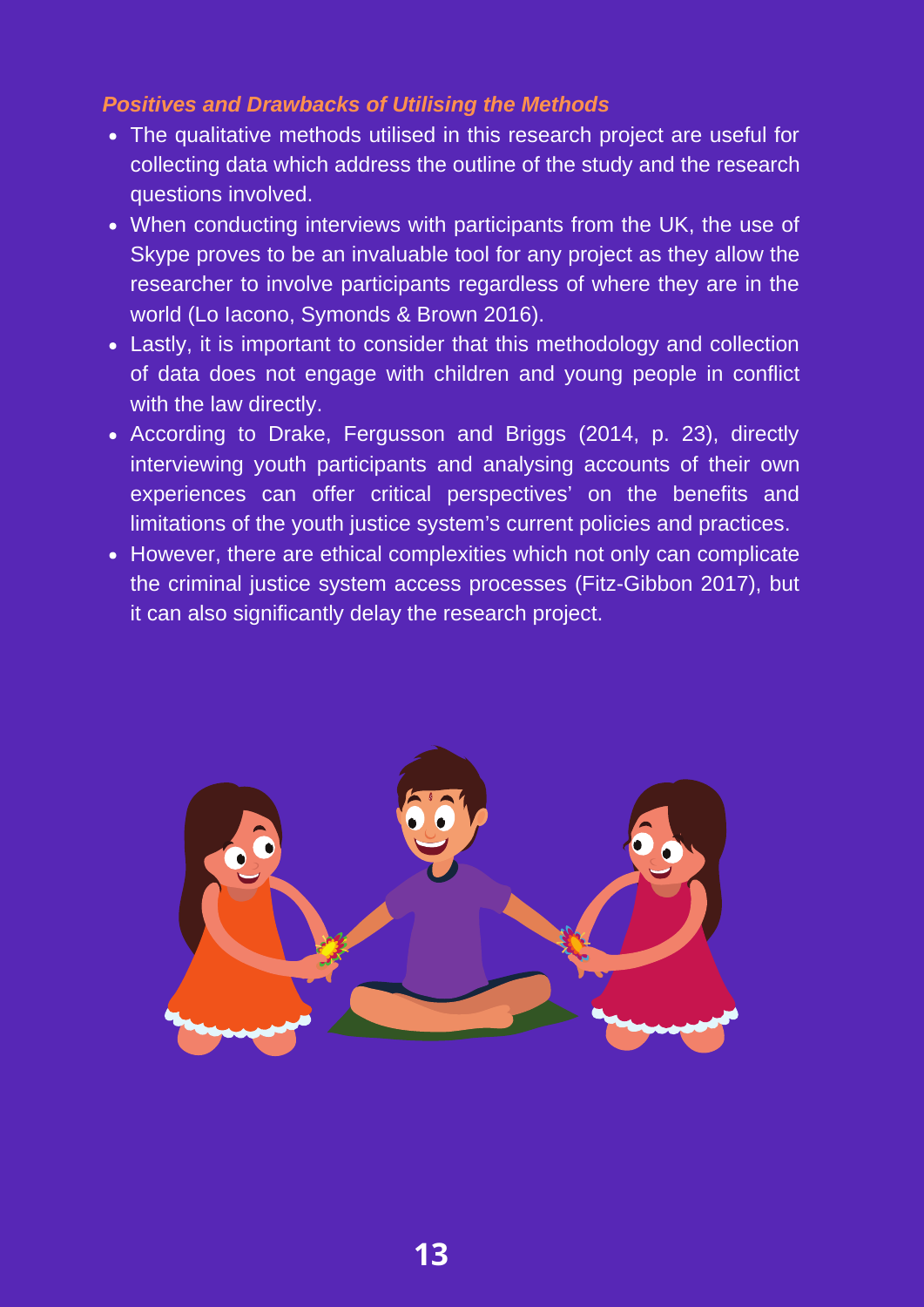***Positives and Drawbacks of Utilising the Methods***

- The qualitative methods utilised in this research project are useful for collecting data which address the outline of the study and the research questions involved.
- When conducting interviews with participants from the UK, the use of Skype proves to be an invaluable tool for any project as they allow the researcher to involve participants regardless of where they are in the world (Lo Iacono, Symonds & Brown 2016).
- Lastly, it is important to consider that this methodology and collection of data does not engage with children and young people in conflict with the law directly.
- According to Drake, Fergusson and Briggs (2014, p. 23), directly interviewing youth participants and analysing accounts of their own experiences can offer critical perspectives' on the benefits and limitations of the youth justice system's current policies and practices.
- However, there are ethical complexities which not only can complicate the criminal justice system access processes (Fitz-Gibbon 2017), but it can also significantly delay the research project.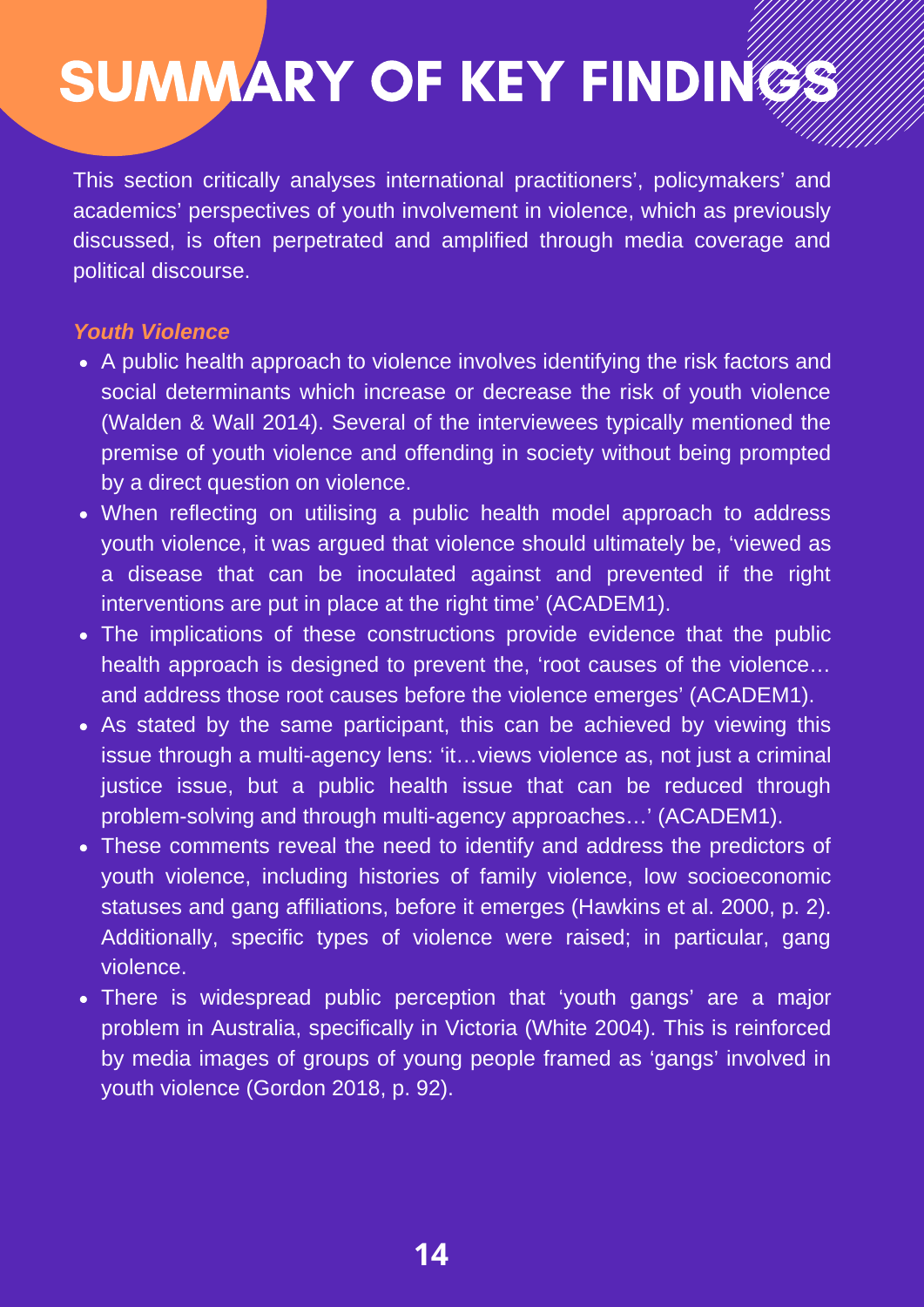# SUMMARY OF KEY FINDINGS

This section critically analyses international practitioners', policymakers' and academics' perspectives of youth involvement in violence, which as previously discussed, is often perpetrated and amplified through media coverage and political discourse.

### *Youth Violence*

- A public health approach to violence involves identifying the risk factors and social determinants which increase or decrease the risk of youth violence (Walden & Wall 2014). Several of the interviewees typically mentioned the premise of youth violence and offending in society without being prompted by a direct question on violence.
- When reflecting on utilising a public health model approach to address youth violence, it was argued that violence should ultimately be, 'viewed as a disease that can be inoculated against and prevented if the right interventions are put in place at the right time' (ACADEM1).
- The implications of these constructions provide evidence that the public health approach is designed to prevent the, 'root causes of the violence… and address those root causes before the violence emerges' (ACADEM1).
- As stated by the same participant, this can be achieved by viewing this issue through a multi-agency lens: 'it…views violence as, not just a criminal justice issue, but a public health issue that can be reduced through problem-solving and through multi-agency approaches…' (ACADEM1).
- These comments reveal the need to identify and address the predictors of youth violence, including histories of family violence, low socioeconomic statuses and gang affiliations, before it emerges (Hawkins et al. 2000, p. 2). Additionally, specific types of violence were raised; in particular, gang violence.
- There is widespread public perception that 'youth gangs' are a major problem in Australia, specifically in Victoria (White 2004). This is reinforced by media images of groups of young people framed as 'gangs' involved in youth violence (Gordon 2018, p. 92).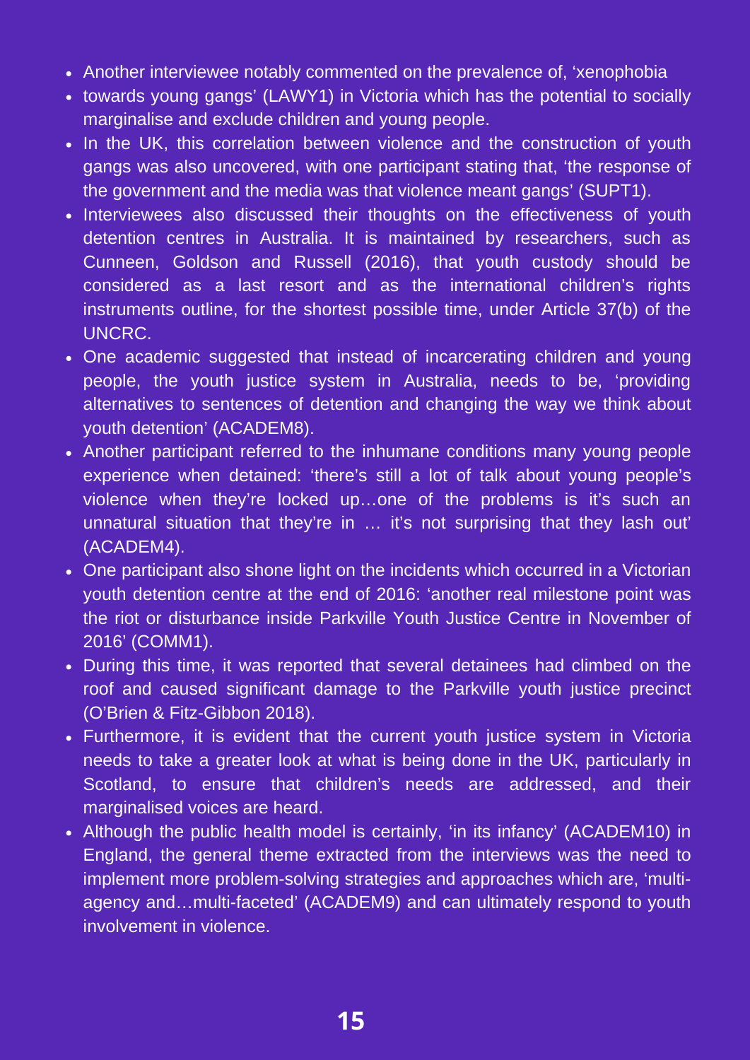- Another interviewee notably commented on the prevalence of, 'xenophobia
- towards young gangs' (LAWY1) in Victoria which has the potential to socially marginalise and exclude children and young people.
- In the UK, this correlation between violence and the construction of youth gangs was also uncovered, with one participant stating that, 'the response of the government and the media was that violence meant gangs' (SUPT1).
- Interviewees also discussed their thoughts on the effectiveness of youth detention centres in Australia. It is maintained by researchers, such as Cunneen, Goldson and Russell (2016), that youth custody should be considered as a last resort and as the international children's rights instruments outline, for the shortest possible time, under Article 37(b) of the UNCRC.
- One academic suggested that instead of incarcerating children and young people, the youth justice system in Australia, needs to be, 'providing alternatives to sentences of detention and changing the way we think about youth detention' (ACADEM8).
- Another participant referred to the inhumane conditions many young people experience when detained: 'there's still a lot of talk about young people's violence when they're locked up…one of the problems is it's such an unnatural situation that they're in … it's not surprising that they lash out' (ACADEM4).
- One participant also shone light on the incidents which occurred in a Victorian youth detention centre at the end of 2016: 'another real milestone point was the riot or disturbance inside Parkville Youth Justice Centre in November of 2016' (COMM1).
- During this time, it was reported that several detainees had climbed on the roof and caused significant damage to the Parkville youth justice precinct (O'Brien & Fitz-Gibbon 2018).
- Furthermore, it is evident that the current youth justice system in Victoria needs to take a greater look at what is being done in the UK, particularly in Scotland, to ensure that children's needs are addressed, and their marginalised voices are heard.
- Although the public health model is certainly, 'in its infancy' (ACADEM10) in England, the general theme extracted from the interviews was the need to implement more problem-solving strategies and approaches which are, 'multi-agency and…multi-faceted' (ACADEM9) and can ultimately respond to youth involvement in violence.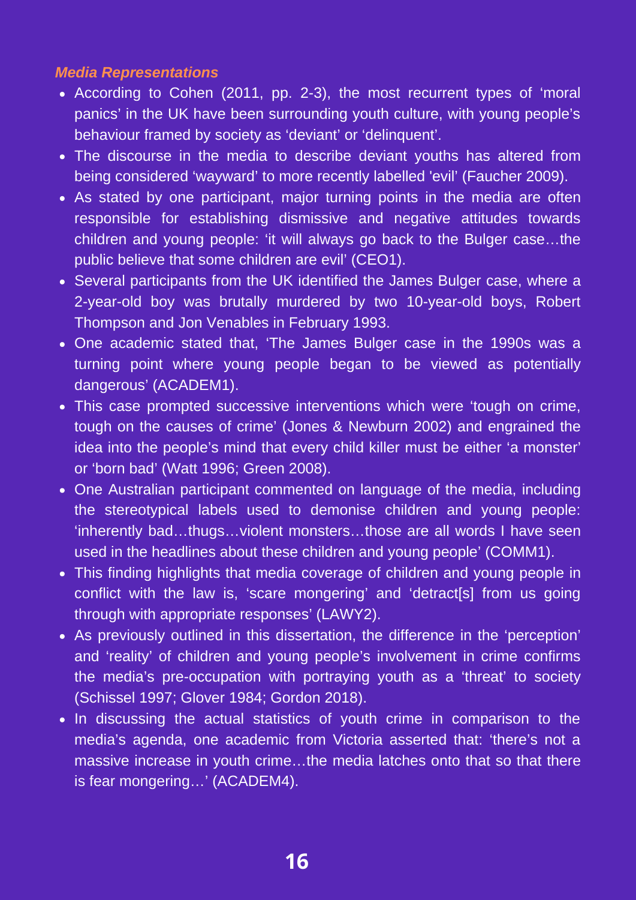***Media Representations***

- According to Cohen (2011, pp. 2-3), the most recurrent types of 'moral panics' in the UK have been surrounding youth culture, with young people's behaviour framed by society as 'deviant' or 'delinquent'.
- The discourse in the media to describe deviant youths has altered from being considered 'wayward' to more recently labelled 'evil' (Faucher 2009).
- As stated by one participant, major turning points in the media are often responsible for establishing dismissive and negative attitudes towards children and young people: 'it will always go back to the Bulger case…the public believe that some children are evil' (CEO1).
- Several participants from the UK identified the James Bulger case, where a 2-year-old boy was brutally murdered by two 10-year-old boys, Robert Thompson and Jon Venables in February 1993.
- One academic stated that, 'The James Bulger case in the 1990s was a turning point where young people began to be viewed as potentially dangerous' (ACADEM1).
- This case prompted successive interventions which were 'tough on crime, tough on the causes of crime' (Jones & Newburn 2002) and engrained the idea into the people's mind that every child killer must be either 'a monster' or 'born bad' (Watt 1996; Green 2008).
- One Australian participant commented on language of the media, including the stereotypical labels used to demonise children and young people: 'inherently bad…thugs…violent monsters…those are all words I have seen used in the headlines about these children and young people' (COMM1).
- This finding highlights that media coverage of children and young people in conflict with the law is, 'scare mongering' and 'detract[s] from us going through with appropriate responses' (LAWY2).
- As previously outlined in this dissertation, the difference in the 'perception' and 'reality' of children and young people's involvement in crime confirms the media's pre-occupation with portraying youth as a 'threat' to society (Schissel 1997; Glover 1984; Gordon 2018).
- In discussing the actual statistics of youth crime in comparison to the media's agenda, one academic from Victoria asserted that: 'there's not a massive increase in youth crime…the media latches onto that so that there is fear mongering…' (ACADEM4).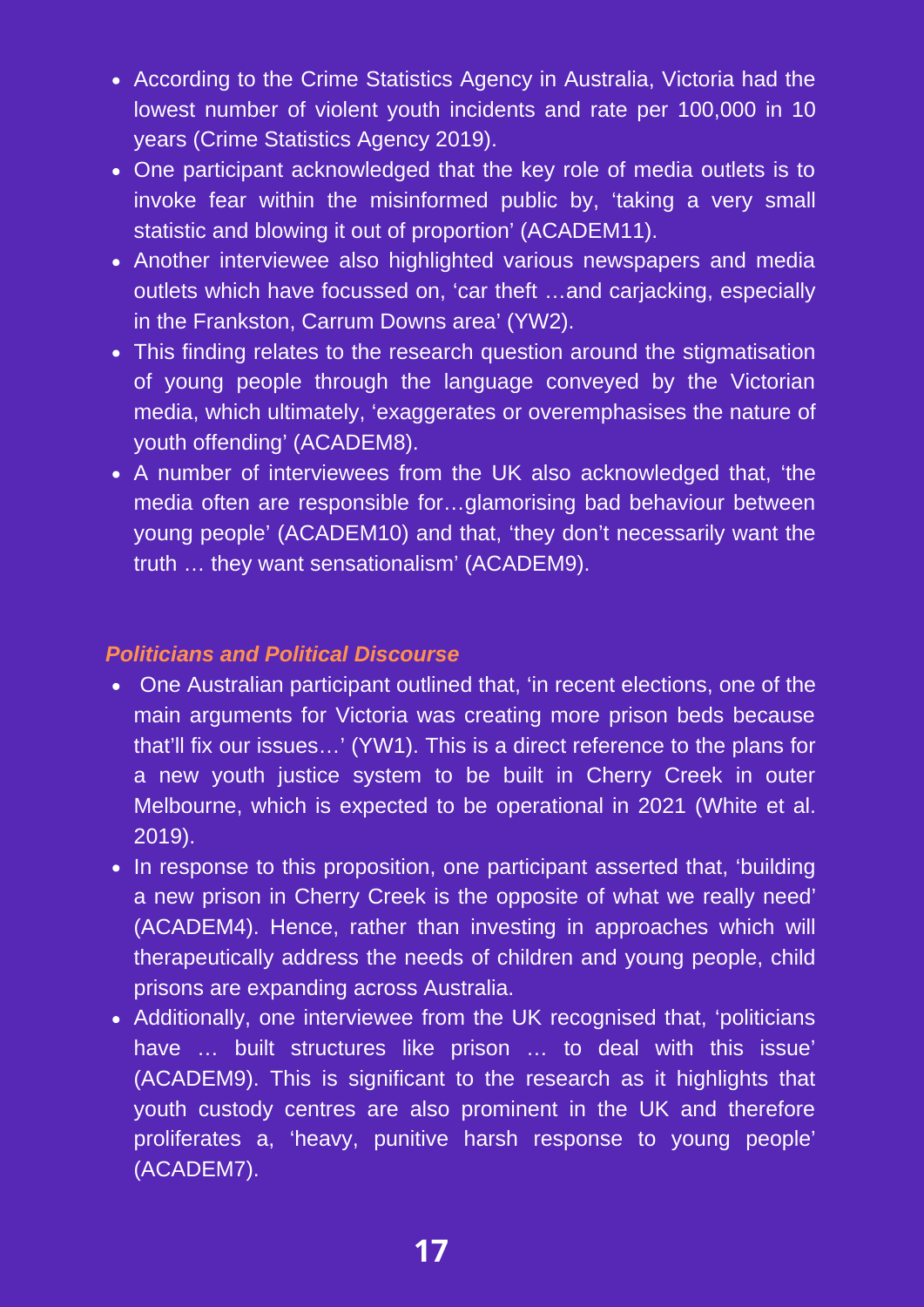- According to the Crime Statistics Agency in Australia, Victoria had the lowest number of violent youth incidents and rate per 100,000 in 10 years (Crime Statistics Agency 2019).
- One participant acknowledged that the key role of media outlets is to invoke fear within the misinformed public by, 'taking a very small statistic and blowing it out of proportion' (ACADEM11).
- Another interviewee also highlighted various newspapers and media outlets which have focussed on, 'car theft …and carjacking, especially in the Frankston, Carrum Downs area' (YW2).
- This finding relates to the research question around the stigmatisation of young people through the language conveyed by the Victorian media, which ultimately, 'exaggerates or overemphasises the nature of youth offending' (ACADEM8).
- A number of interviewees from the UK also acknowledged that, 'the media often are responsible for…glamorising bad behaviour between young people' (ACADEM10) and that, 'they don't necessarily want the truth … they want sensationalism' (ACADEM9).

### *Politicians and Political Discourse*

- One Australian participant outlined that, 'in recent elections, one of the main arguments for Victoria was creating more prison beds because that'll fix our issues…' (YW1). This is a direct reference to the plans for a new youth justice system to be built in Cherry Creek in outer Melbourne, which is expected to be operational in 2021 (White et al. 2019).
- In response to this proposition, one participant asserted that, 'building a new prison in Cherry Creek is the opposite of what we really need' (ACADEM4). Hence, rather than investing in approaches which will therapeutically address the needs of children and young people, child prisons are expanding across Australia.
- Additionally, one interviewee from the UK recognised that, 'politicians have … built structures like prison … to deal with this issue' (ACADEM9). This is significant to the research as it highlights that youth custody centres are also prominent in the UK and therefore proliferates a, 'heavy, punitive harsh response to young people' (ACADEM7).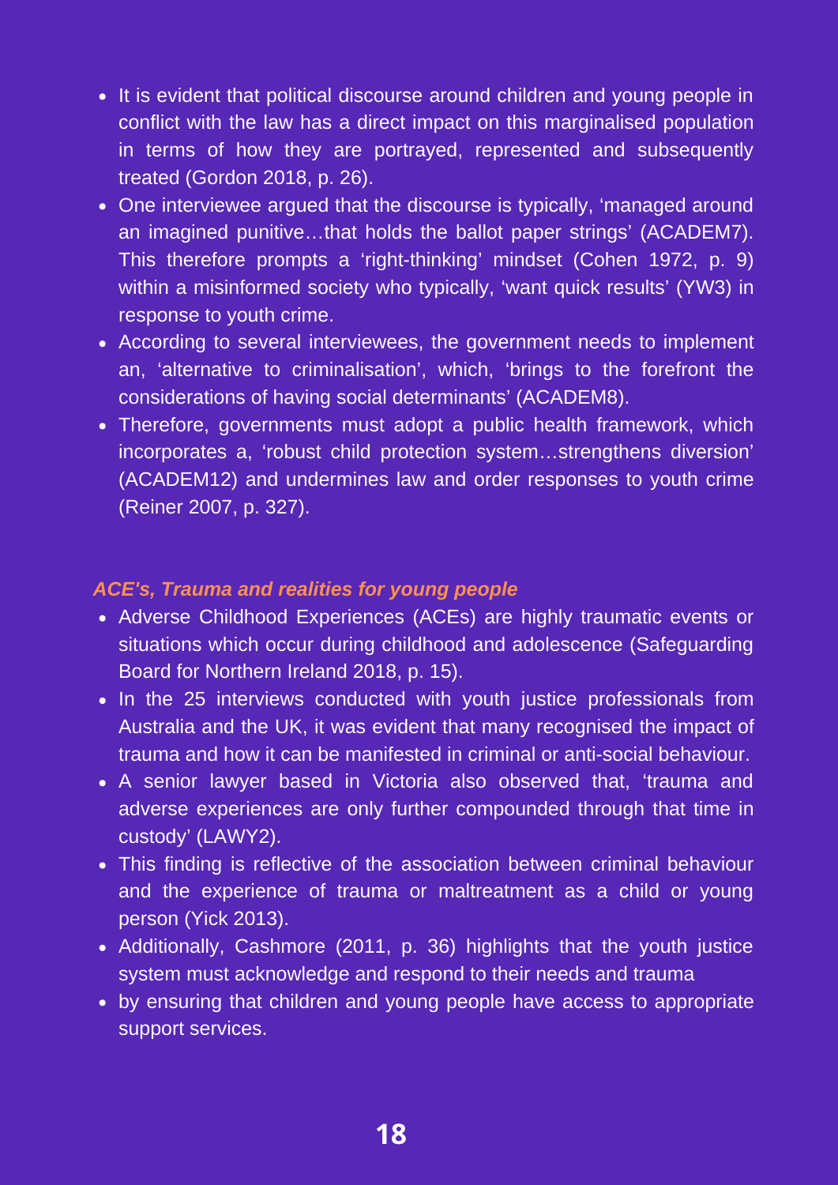- It is evident that political discourse around children and young people in conflict with the law has a direct impact on this marginalised population in terms of how they are portrayed, represented and subsequently treated (Gordon 2018, p. 26).
- One interviewee argued that the discourse is typically, 'managed around an imagined punitive…that holds the ballot paper strings' (ACADEM7). This therefore prompts a 'right-thinking' mindset (Cohen 1972, p. 9) within a misinformed society who typically, 'want quick results' (YW3) in response to youth crime.
- According to several interviewees, the government needs to implement an, 'alternative to criminalisation', which, 'brings to the forefront the considerations of having social determinants' (ACADEM8).
- Therefore, governments must adopt a public health framework, which incorporates a, 'robust child protection system…strengthens diversion' (ACADEM12) and undermines law and order responses to youth crime (Reiner 2007, p. 327).

### *ACE's, Trauma and realities for young people*

- Adverse Childhood Experiences (ACEs) are highly traumatic events or situations which occur during childhood and adolescence (Safeguarding Board for Northern Ireland 2018, p. 15).
- In the 25 interviews conducted with youth justice professionals from Australia and the UK, it was evident that many recognised the impact of trauma and how it can be manifested in criminal or anti-social behaviour.
- A senior lawyer based in Victoria also observed that, 'trauma and adverse experiences are only further compounded through that time in custody' (LAWY2).
- This finding is reflective of the association between criminal behaviour and the experience of trauma or maltreatment as a child or young person (Yick 2013).
- Additionally, Cashmore (2011, p. 36) highlights that the youth justice system must acknowledge and respond to their needs and trauma
- by ensuring that children and young people have access to appropriate support services.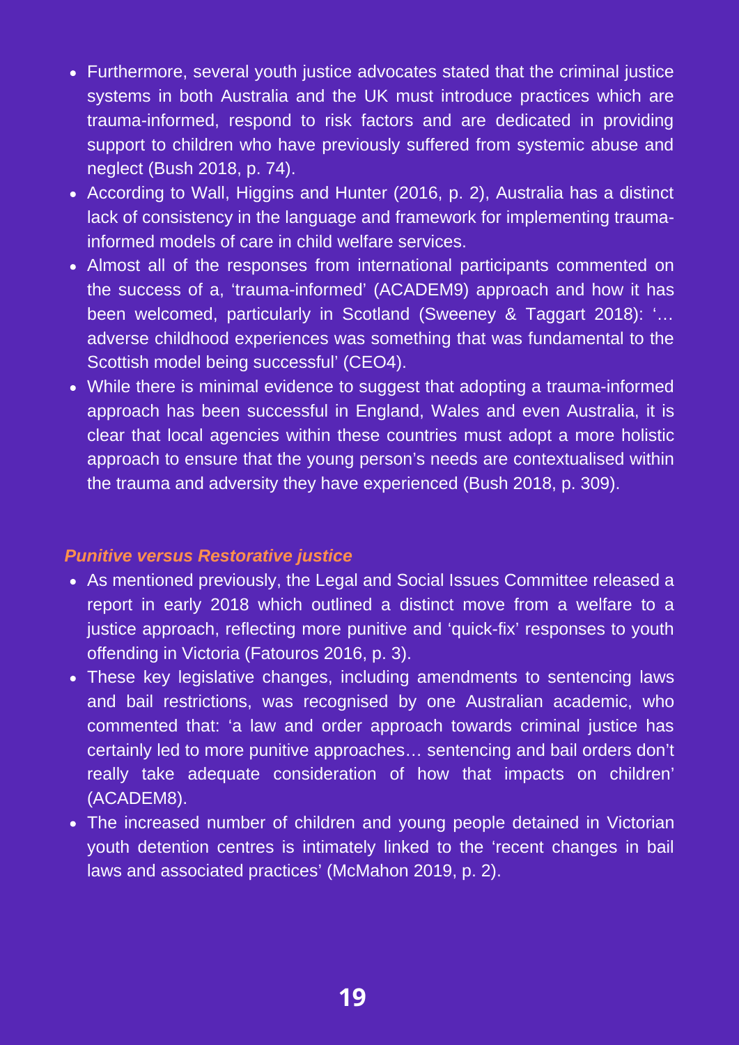- Furthermore, several youth justice advocates stated that the criminal justice systems in both Australia and the UK must introduce practices which are trauma-informed, respond to risk factors and are dedicated in providing support to children who have previously suffered from systemic abuse and neglect (Bush 2018, p. 74).
- According to Wall, Higgins and Hunter (2016, p. 2), Australia has a distinct lack of consistency in the language and framework for implementing trauma-informed models of care in child welfare services.
- Almost all of the responses from international participants commented on the success of a, 'trauma-informed' (ACADEM9) approach and how it has been welcomed, particularly in Scotland (Sweeney & Taggart 2018): '… adverse childhood experiences was something that was fundamental to the Scottish model being successful' (CEO4).
- While there is minimal evidence to suggest that adopting a trauma-informed approach has been successful in England, Wales and even Australia, it is clear that local agencies within these countries must adopt a more holistic approach to ensure that the young person's needs are contextualised within the trauma and adversity they have experienced (Bush 2018, p. 309).

***Punitive versus Restorative justice***

- As mentioned previously, the Legal and Social Issues Committee released a report in early 2018 which outlined a distinct move from a welfare to a justice approach, reflecting more punitive and 'quick-fix' responses to youth offending in Victoria (Fatouros 2016, p. 3).
- These key legislative changes, including amendments to sentencing laws and bail restrictions, was recognised by one Australian academic, who commented that: 'a law and order approach towards criminal justice has certainly led to more punitive approaches… sentencing and bail orders don't really take adequate consideration of how that impacts on children' (ACADEM8).
- The increased number of children and young people detained in Victorian youth detention centres is intimately linked to the 'recent changes in bail laws and associated practices' (McMahon 2019, p. 2).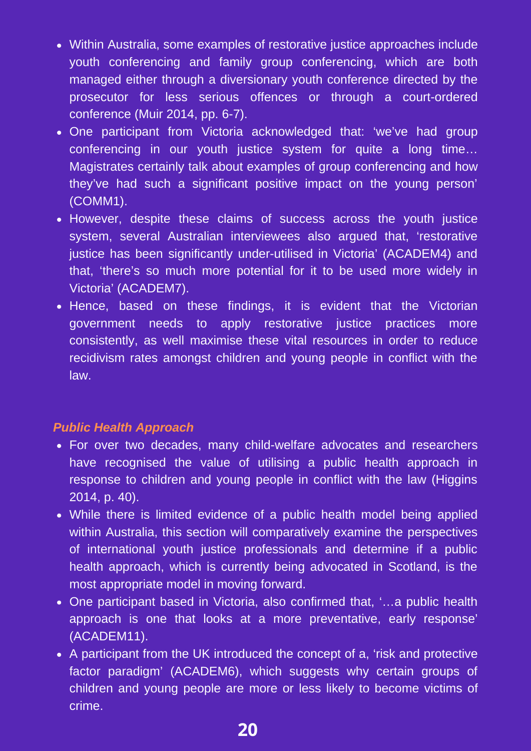- Within Australia, some examples of restorative justice approaches include youth conferencing and family group conferencing, which are both managed either through a diversionary youth conference directed by the prosecutor for less serious offences or through a court-ordered conference (Muir 2014, pp. 6-7).
- One participant from Victoria acknowledged that: 'we've had group conferencing in our youth justice system for quite a long time… Magistrates certainly talk about examples of group conferencing and how they've had such a significant positive impact on the young person' (COMM1).
- However, despite these claims of success across the youth justice system, several Australian interviewees also argued that, 'restorative justice has been significantly under-utilised in Victoria' (ACADEM4) and that, 'there's so much more potential for it to be used more widely in Victoria' (ACADEM7).
- Hence, based on these findings, it is evident that the Victorian government needs to apply restorative justice practices more consistently, as well maximise these vital resources in order to reduce recidivism rates amongst children and young people in conflict with the law.

### *Public Health Approach*

- For over two decades, many child-welfare advocates and researchers have recognised the value of utilising a public health approach in response to children and young people in conflict with the law (Higgins 2014, p. 40).
- While there is limited evidence of a public health model being applied within Australia, this section will comparatively examine the perspectives of international youth justice professionals and determine if a public health approach, which is currently being advocated in Scotland, is the most appropriate model in moving forward.
- One participant based in Victoria, also confirmed that, '…a public health approach is one that looks at a more preventative, early response' (ACADEM11).
- A participant from the UK introduced the concept of a, 'risk and protective factor paradigm' (ACADEM6), which suggests why certain groups of children and young people are more or less likely to become victims of crime.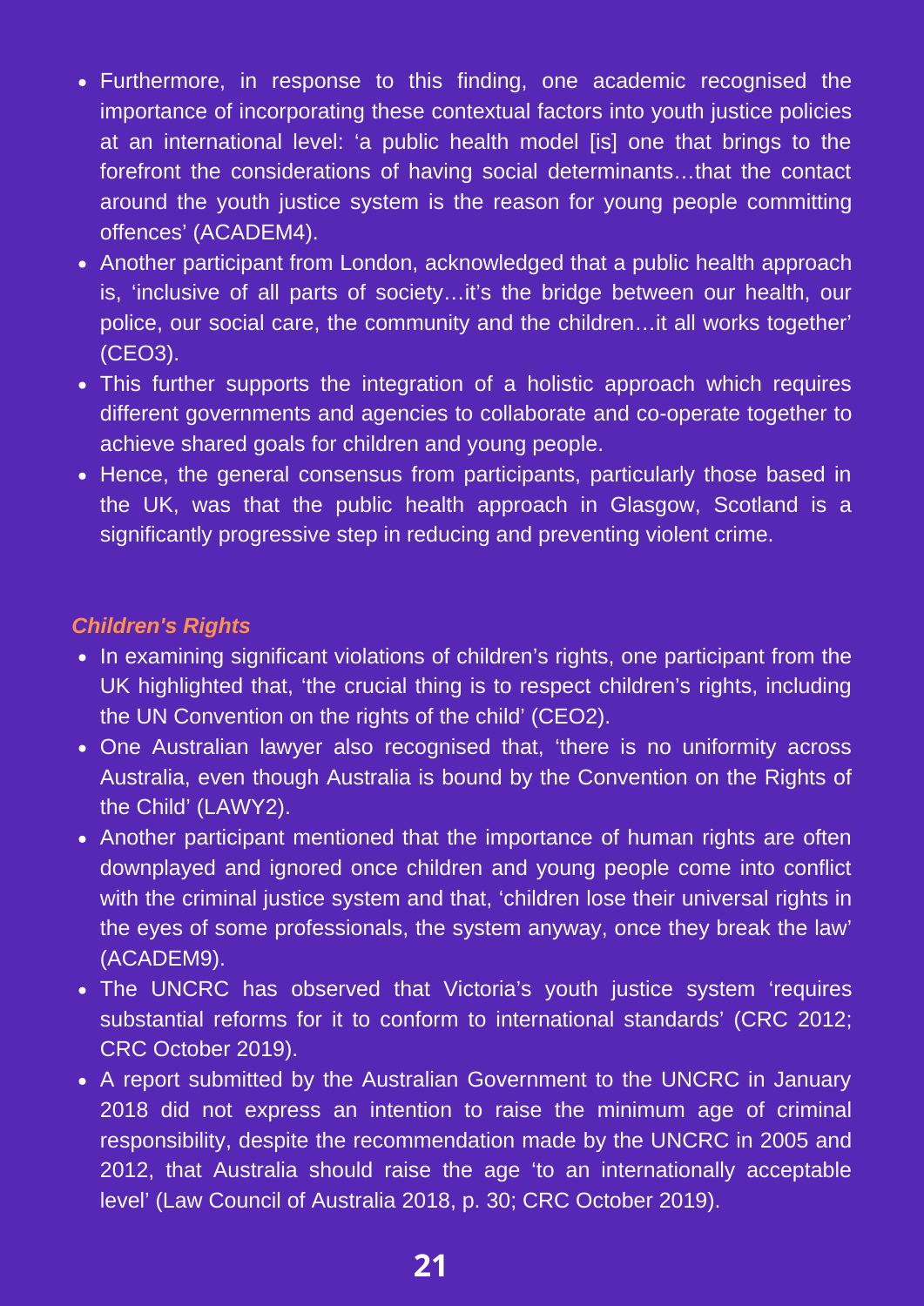- Furthermore, in response to this finding, one academic recognised the importance of incorporating these contextual factors into youth justice policies at an international level: 'a public health model [is] one that brings to the forefront the considerations of having social determinants…that the contact around the youth justice system is the reason for young people committing offences' (ACADEM4).
- Another participant from London, acknowledged that a public health approach is, 'inclusive of all parts of society…it's the bridge between our health, our police, our social care, the community and the children…it all works together' (CEO3).
- This further supports the integration of a holistic approach which requires different governments and agencies to collaborate and co-operate together to achieve shared goals for children and young people.
- Hence, the general consensus from participants, particularly those based in the UK, was that the public health approach in Glasgow, Scotland is a significantly progressive step in reducing and preventing violent crime.

***Children's Rights***

- In examining significant violations of children's rights, one participant from the UK highlighted that, 'the crucial thing is to respect children's rights, including the UN Convention on the rights of the child' (CEO2).
- One Australian lawyer also recognised that, 'there is no uniformity across Australia, even though Australia is bound by the Convention on the Rights of the Child' (LAWY2).
- Another participant mentioned that the importance of human rights are often downplayed and ignored once children and young people come into conflict with the criminal justice system and that, 'children lose their universal rights in the eyes of some professionals, the system anyway, once they break the law' (ACADEM9).
- The UNCRC has observed that Victoria's youth justice system 'requires substantial reforms for it to conform to international standards' (CRC 2012; CRC October 2019).
- A report submitted by the Australian Government to the UNCRC in January 2018 did not express an intention to raise the minimum age of criminal responsibility, despite the recommendation made by the UNCRC in 2005 and 2012, that Australia should raise the age 'to an internationally acceptable level' (Law Council of Australia 2018, p. 30; CRC October 2019).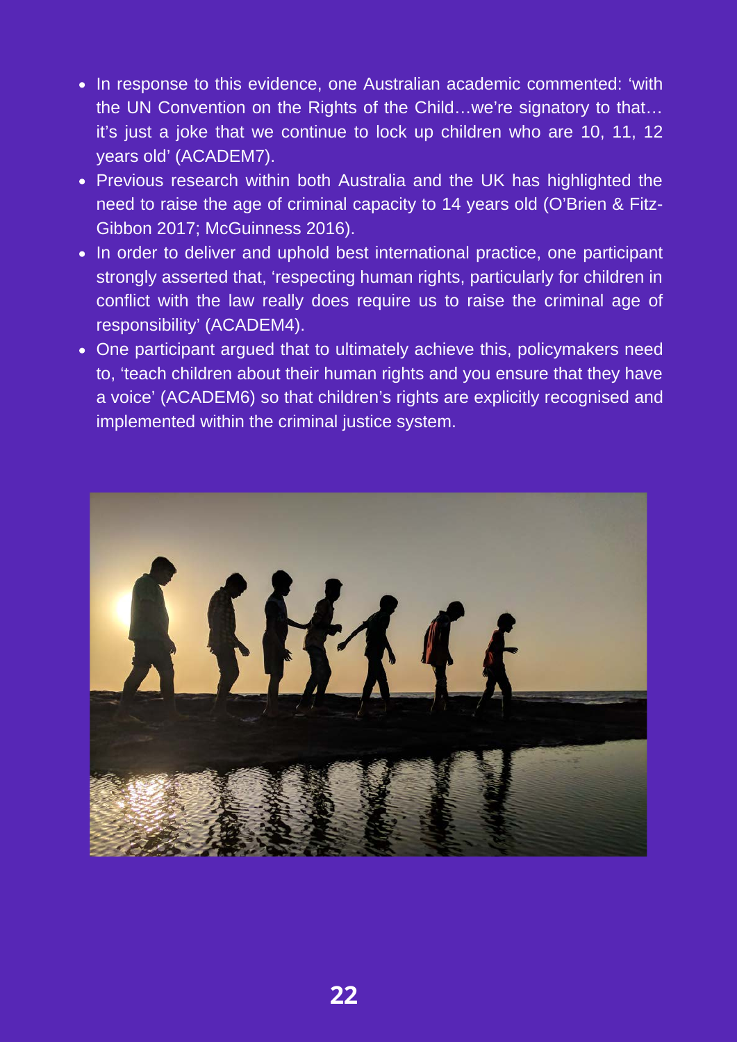- In response to this evidence, one Australian academic commented: 'with the UN Convention on the Rights of the Child…we're signatory to that… it's just a joke that we continue to lock up children who are 10, 11, 12 years old' (ACADEM7).
- Previous research within both Australia and the UK has highlighted the need to raise the age of criminal capacity to 14 years old (O'Brien & Fitz-Gibbon 2017; McGuinness 2016).
- In order to deliver and uphold best international practice, one participant strongly asserted that, 'respecting human rights, particularly for children in conflict with the law really does require us to raise the criminal age of responsibility' (ACADEM4).
- One participant argued that to ultimately achieve this, policymakers need to, 'teach children about their human rights and you ensure that they have a voice' (ACADEM6) so that children's rights are explicitly recognised and implemented within the criminal justice system.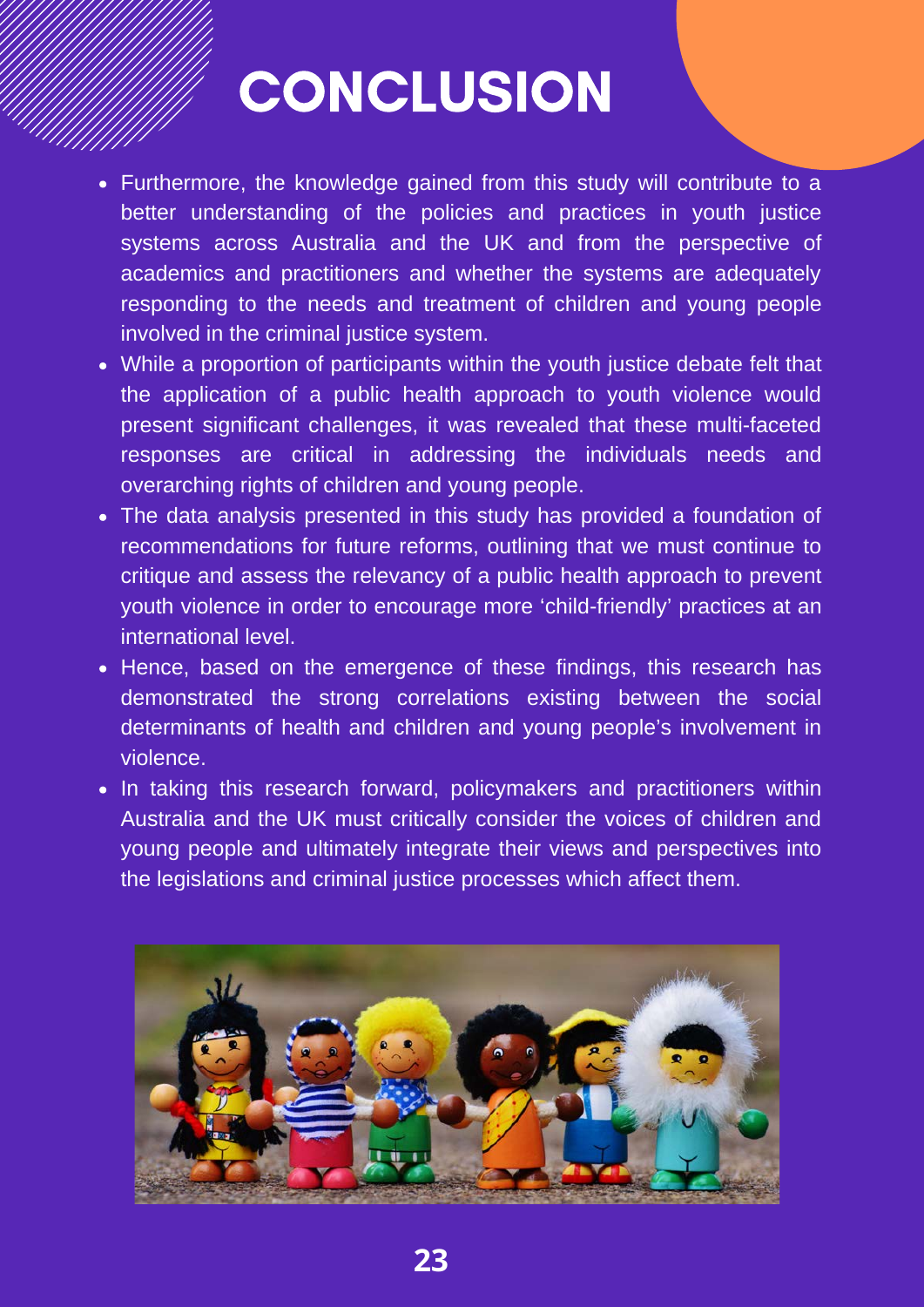# CONCLUSION

- Furthermore, the knowledge gained from this study will contribute to a better understanding of the policies and practices in youth justice systems across Australia and the UK and from the perspective of academics and practitioners and whether the systems are adequately responding to the needs and treatment of children and young people involved in the criminal justice system.
- While a proportion of participants within the youth justice debate felt that the application of a public health approach to youth violence would present significant challenges, it was revealed that these multi-faceted responses are critical in addressing the individuals needs and overarching rights of children and young people.
- The data analysis presented in this study has provided a foundation of recommendations for future reforms, outlining that we must continue to critique and assess the relevancy of a public health approach to prevent youth violence in order to encourage more 'child-friendly' practices at an international level.
- Hence, based on the emergence of these findings, this research has demonstrated the strong correlations existing between the social determinants of health and children and young people's involvement in violence.
- In taking this research forward, policymakers and practitioners within Australia and the UK must critically consider the voices of children and young people and ultimately integrate their views and perspectives into the legislations and criminal justice processes which affect them.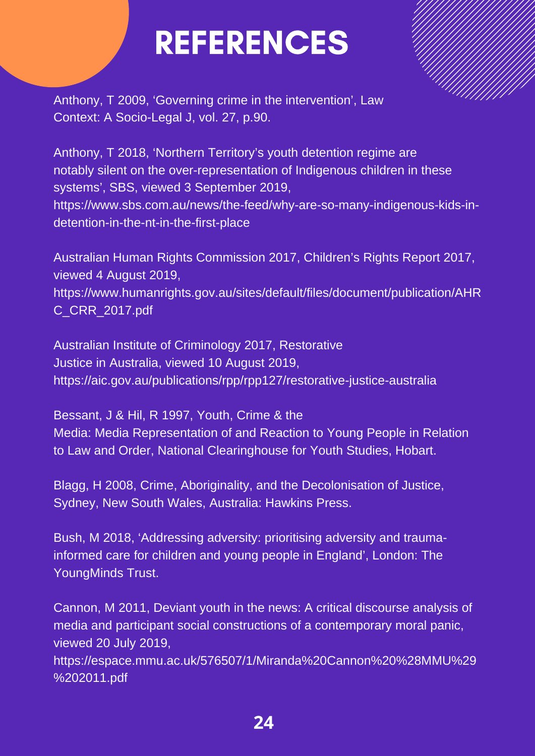# REFERENCES

Anthony, T 2009, 'Governing crime in the intervention', Law Context: A Socio-Legal J, vol. 27, p.90.

Anthony, T 2018, 'Northern Territory's youth detention regime are notably silent on the over-representation of Indigenous children in these systems', SBS, viewed 3 September 2019, https://www.sbs.com.au/news/the-feed/why-are-so-many-indigenous-kids-in-detention-in-the-nt-in-the-first-place

Australian Human Rights Commission 2017, Children's Rights Report 2017, viewed 4 August 2019, https://www.humanrights.gov.au/sites/default/files/document/publication/AHRC_CRR_2017.pdf

Australian Institute of Criminology 2017, Restorative Justice in Australia, viewed 10 August 2019, https://aic.gov.au/publications/rpp/rpp127/restorative-justice-australia

Bessant, J & Hil, R 1997, Youth, Crime & the Media: Media Representation of and Reaction to Young People in Relation to Law and Order, National Clearinghouse for Youth Studies, Hobart.

Blagg, H 2008, Crime, Aboriginality, and the Decolonisation of Justice, Sydney, New South Wales, Australia: Hawkins Press.

Bush, M 2018, 'Addressing adversity: prioritising adversity and trauma-informed care for children and young people in England', London: The YoungMinds Trust.

Cannon, M 2011, Deviant youth in the news: A critical discourse analysis of media and participant social constructions of a contemporary moral panic, viewed 20 July 2019, https://espace.mmu.ac.uk/576507/1/Miranda%20Cannon%20%28MMU%29%202011.pdf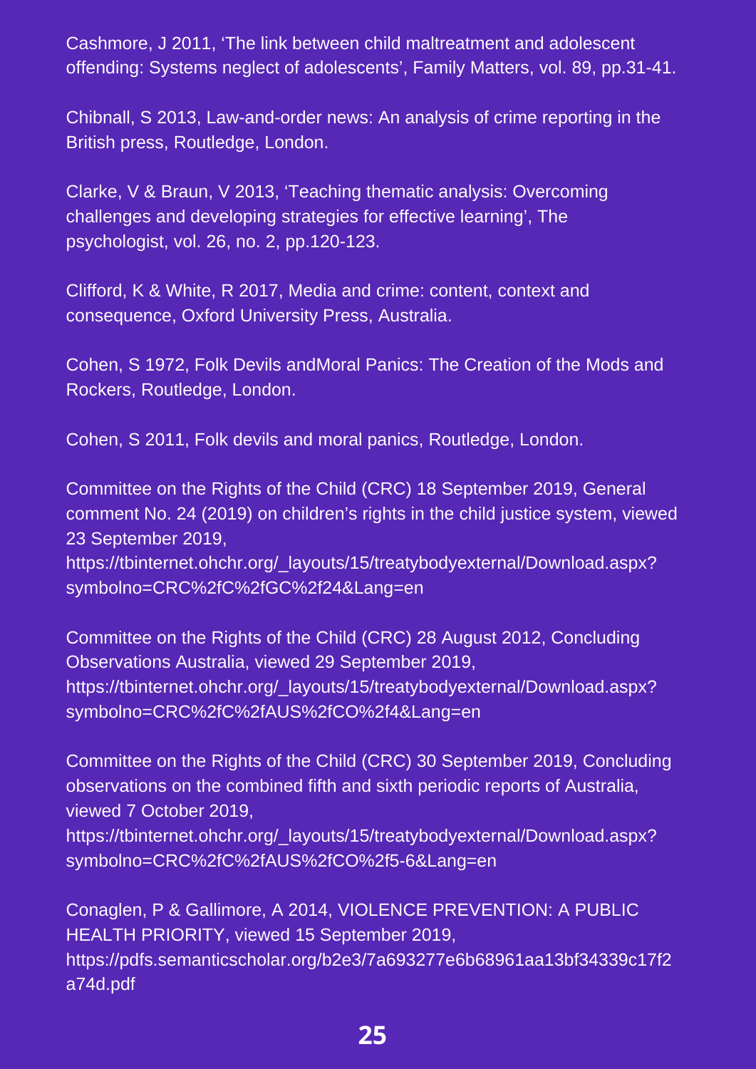Cashmore, J 2011, ‘The link between child maltreatment and adolescent offending: Systems neglect of adolescents’, Family Matters, vol. 89, pp.31-41.

Chibnall, S 2013, Law-and-order news: An analysis of crime reporting in the British press, Routledge, London.

Clarke, V & Braun, V 2013, ‘Teaching thematic analysis: Overcoming challenges and developing strategies for effective learning’, The psychologist, vol. 26, no. 2, pp.120-123.

Clifford, K & White, R 2017, Media and crime: content, context and consequence, Oxford University Press, Australia.

Cohen, S 1972, Folk Devils andMoral Panics: The Creation of the Mods and Rockers, Routledge, London.

Cohen, S 2011, Folk devils and moral panics, Routledge, London.

Committee on the Rights of the Child (CRC) 18 September 2019, General comment No. 24 (2019) on children’s rights in the child justice system, viewed 23 September 2019, https://tbinternet.ohchr.org/_layouts/15/treatybodyexternal/Download.aspx?symbolno=CRC%2fC%2fGC%2f24&Lang=en

Committee on the Rights of the Child (CRC) 28 August 2012, Concluding Observations Australia, viewed 29 September 2019, https://tbinternet.ohchr.org/_layouts/15/treatybodyexternal/Download.aspx?symbolno=CRC%2fC%2fAUS%2fCO%2f4&Lang=en

Committee on the Rights of the Child (CRC) 30 September 2019, Concluding observations on the combined fifth and sixth periodic reports of Australia, viewed 7 October 2019, https://tbinternet.ohchr.org/_layouts/15/treatybodyexternal/Download.aspx?symbolno=CRC%2fC%2fAUS%2fCO%2f5-6&Lang=en

Conaglen, P & Gallimore, A 2014, VIOLENCE PREVENTION: A PUBLIC HEALTH PRIORITY, viewed 15 September 2019, https://pdfs.semanticscholar.org/b2e3/7a693277e6b68961aa13bf34339c17f2a74d.pdf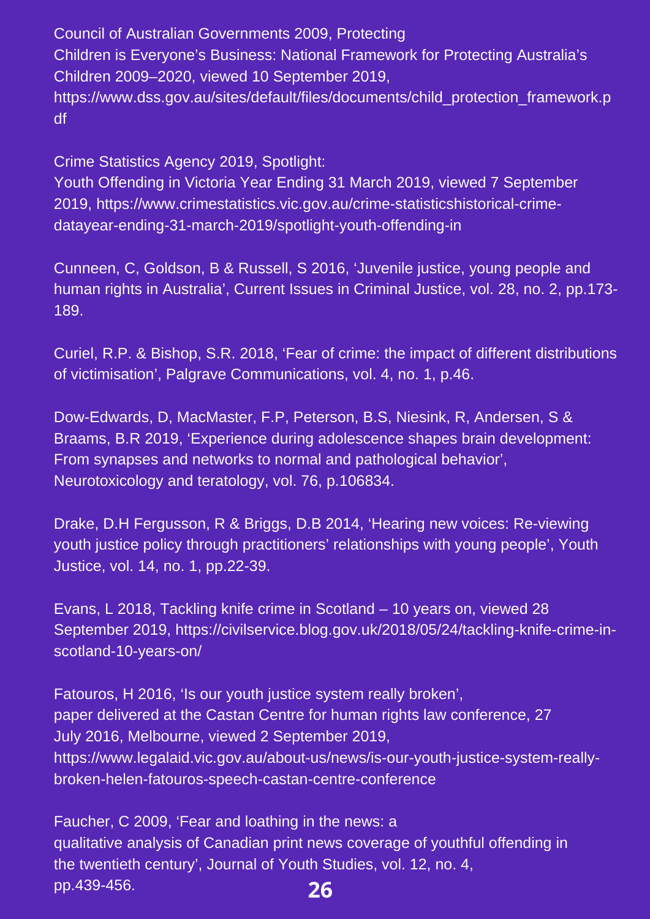Council of Australian Governments 2009, Protecting Children is Everyone's Business: National Framework for Protecting Australia's Children 2009–2020, viewed 10 September 2019, https://www.dss.gov.au/sites/default/files/documents/child_protection_framework.pdf

Crime Statistics Agency 2019, Spotlight: Youth Offending in Victoria Year Ending 31 March 2019, viewed 7 September 2019, https://www.crimestatistics.vic.gov.au/crime-statisticshistorical-crime-datayear-ending-31-march-2019/spotlight-youth-offending-in

Cunneen, C, Goldson, B & Russell, S 2016, 'Juvenile justice, young people and human rights in Australia', Current Issues in Criminal Justice, vol. 28, no. 2, pp.173-189.

Curiel, R.P. & Bishop, S.R. 2018, 'Fear of crime: the impact of different distributions of victimisation', Palgrave Communications, vol. 4, no. 1, p.46.

Dow-Edwards, D, MacMaster, F.P, Peterson, B.S, Niesink, R, Andersen, S & Braams, B.R 2019, 'Experience during adolescence shapes brain development: From synapses and networks to normal and pathological behavior', Neurotoxicology and teratology, vol. 76, p.106834.

Drake, D.H Fergusson, R & Briggs, D.B 2014, 'Hearing new voices: Re-viewing youth justice policy through practitioners' relationships with young people', Youth Justice, vol. 14, no. 1, pp.22-39.

Evans, L 2018, Tackling knife crime in Scotland – 10 years on, viewed 28 September 2019, https://civilservice.blog.gov.uk/2018/05/24/tackling-knife-crime-in-scotland-10-years-on/

Fatouros, H 2016, 'Is our youth justice system really broken', paper delivered at the Castan Centre for human rights law conference, 27 July 2016, Melbourne, viewed 2 September 2019, https://www.legalaid.vic.gov.au/about-us/news/is-our-youth-justice-system-really-broken-helen-fatouros-speech-castan-centre-conference

Faucher, C 2009, 'Fear and loathing in the news: a qualitative analysis of Canadian print news coverage of youthful offending in the twentieth century', Journal of Youth Studies, vol. 12, no. 4, pp.439-456.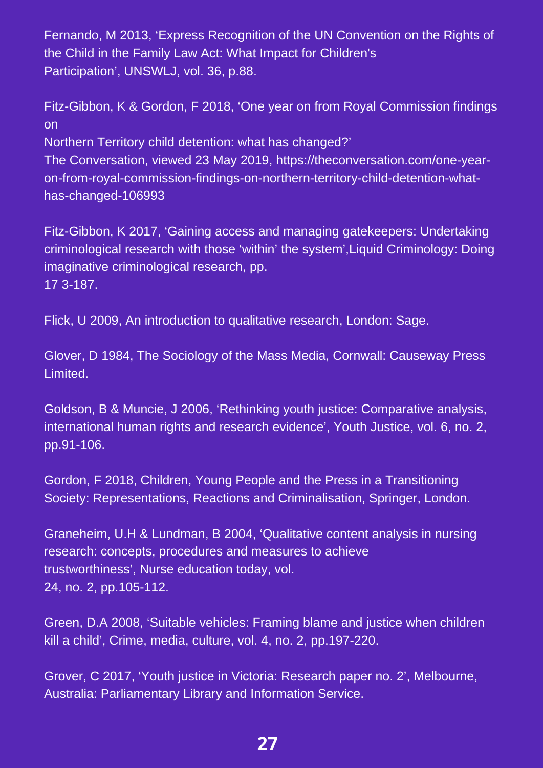Fernando, M 2013, ‘Express Recognition of the UN Convention on the Rights of the Child in the Family Law Act: What Impact for Children's Participation’, UNSWLJ, vol. 36, p.88.

Fitz-Gibbon, K & Gordon, F 2018, ‘One year on from Royal Commission findings on Northern Territory child detention: what has changed?’ The Conversation, viewed 23 May 2019, https://theconversation.com/one-year-on-from-royal-commission-findings-on-northern-territory-child-detention-what-has-changed-106993

Fitz-Gibbon, K 2017, ‘Gaining access and managing gatekeepers: Undertaking criminological research with those ‘within’ the system’,Liquid Criminology: Doing imaginative criminological research, pp. 17 3-187.

Flick, U 2009, An introduction to qualitative research, London: Sage.

Glover, D 1984, The Sociology of the Mass Media, Cornwall: Causeway Press Limited.

Goldson, B & Muncie, J 2006, ‘Rethinking youth justice: Comparative analysis, international human rights and research evidence’, Youth Justice, vol. 6, no. 2, pp.91-106.

Gordon, F 2018, Children, Young People and the Press in a Transitioning Society: Representations, Reactions and Criminalisation, Springer, London.

Graneheim, U.H & Lundman, B 2004, ‘Qualitative content analysis in nursing research: concepts, procedures and measures to achieve trustworthiness’, Nurse education today, vol. 24, no. 2, pp.105-112.

Green, D.A 2008, ‘Suitable vehicles: Framing blame and justice when children kill a child’, Crime, media, culture, vol. 4, no. 2, pp.197-220.

Grover, C 2017, ‘Youth justice in Victoria: Research paper no. 2’, Melbourne, Australia: Parliamentary Library and Information Service.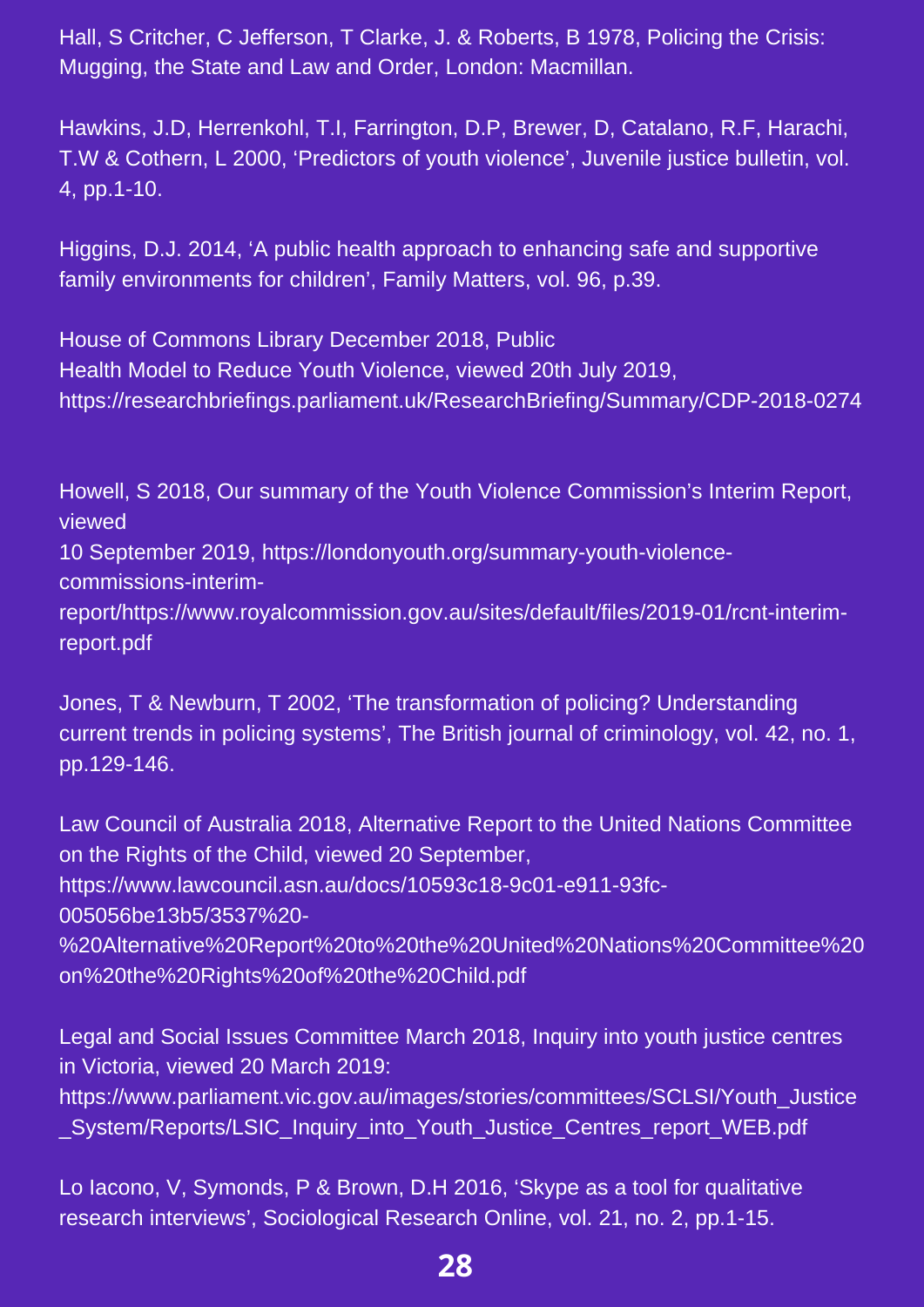Hall, S Critcher, C Jefferson, T Clarke, J. & Roberts, B 1978, Policing the Crisis: Mugging, the State and Law and Order, London: Macmillan.

Hawkins, J.D, Herrenkohl, T.I, Farrington, D.P, Brewer, D, Catalano, R.F, Harachi, T.W & Cothern, L 2000, 'Predictors of youth violence', Juvenile justice bulletin, vol. 4, pp.1-10.

Higgins, D.J. 2014, 'A public health approach to enhancing safe and supportive family environments for children', Family Matters, vol. 96, p.39.

House of Commons Library December 2018, Public Health Model to Reduce Youth Violence, viewed 20th July 2019, https://researchbriefings.parliament.uk/ResearchBriefing/Summary/CDP-2018-0274

Howell, S 2018, Our summary of the Youth Violence Commission's Interim Report, viewed 10 September 2019, https://londonyouth.org/summary-youth-violence-commissions-interim-report/https://www.royalcommission.gov.au/sites/default/files/2019-01/rcnt-interim-report.pdf

Jones, T & Newburn, T 2002, 'The transformation of policing? Understanding current trends in policing systems', The British journal of criminology, vol. 42, no. 1, pp.129-146.

Law Council of Australia 2018, Alternative Report to the United Nations Committee on the Rights of the Child, viewed 20 September, https://www.lawcouncil.asn.au/docs/10593c18-9c01-e911-93fc-005056be13b5/3537%20-%20Alternative%20Report%20to%20the%20United%20Nations%20Committee%20on%20the%20Rights%20of%20the%20Child.pdf

Legal and Social Issues Committee March 2018, Inquiry into youth justice centres in Victoria, viewed 20 March 2019: https://www.parliament.vic.gov.au/images/stories/committees/SCLSI/Youth_Justice_System/Reports/LSIC_Inquiry_into_Youth_Justice_Centres_report_WEB.pdf

Lo Iacono, V, Symonds, P & Brown, D.H 2016, 'Skype as a tool for qualitative research interviews', Sociological Research Online, vol. 21, no. 2, pp.1-15.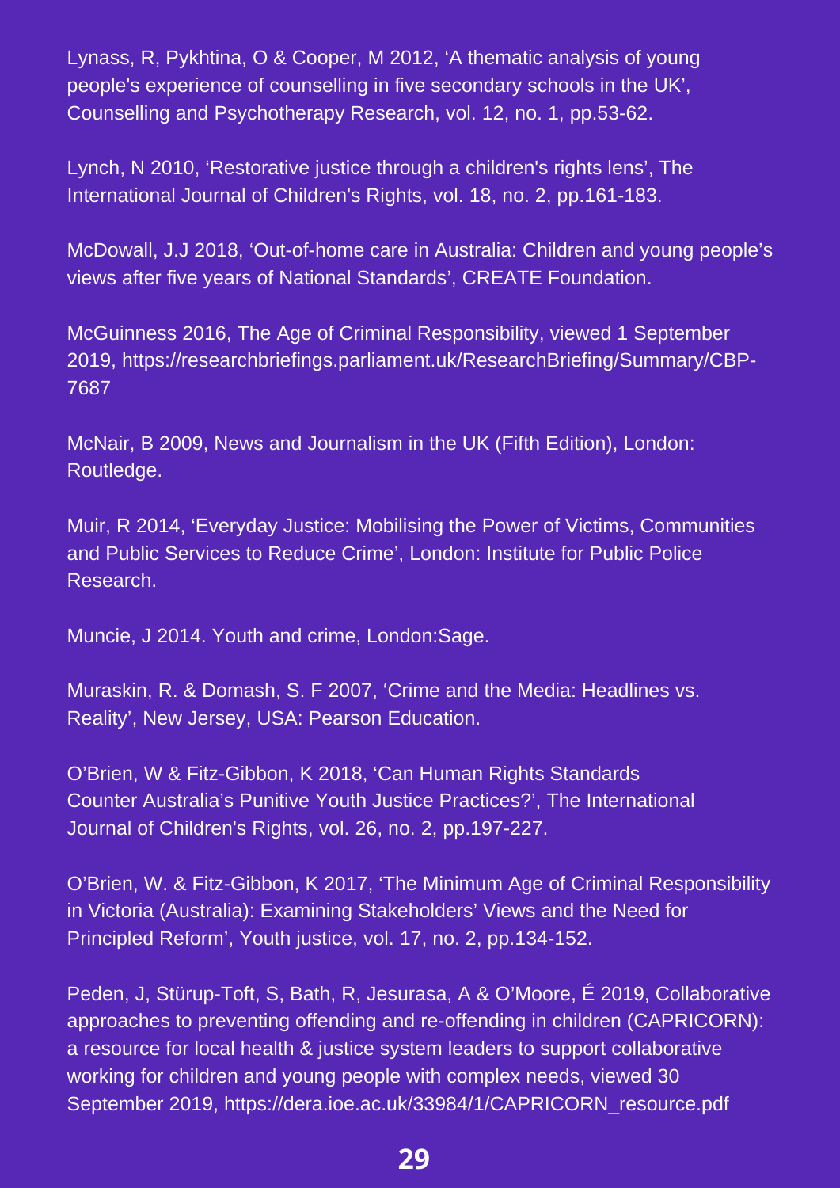Lynass, R, Pykhtina, O & Cooper, M 2012, 'A thematic analysis of young people's experience of counselling in five secondary schools in the UK', Counselling and Psychotherapy Research, vol. 12, no. 1, pp.53-62.

Lynch, N 2010, 'Restorative justice through a children's rights lens', The International Journal of Children's Rights, vol. 18, no. 2, pp.161-183.

McDowall, J.J 2018, 'Out-of-home care in Australia: Children and young people's views after five years of National Standards', CREATE Foundation.

McGuinness 2016, The Age of Criminal Responsibility, viewed 1 September 2019, https://researchbriefings.parliament.uk/ResearchBriefing/Summary/CBP-7687

McNair, B 2009, News and Journalism in the UK (Fifth Edition), London: Routledge.

Muir, R 2014, 'Everyday Justice: Mobilising the Power of Victims, Communities and Public Services to Reduce Crime', London: Institute for Public Police Research.

Muncie, J 2014. Youth and crime, London:Sage.

Muraskin, R. & Domash, S. F 2007, 'Crime and the Media: Headlines vs. Reality', New Jersey, USA: Pearson Education.

O'Brien, W & Fitz-Gibbon, K 2018, 'Can Human Rights Standards Counter Australia's Punitive Youth Justice Practices?', The International Journal of Children's Rights, vol. 26, no. 2, pp.197-227.

O'Brien, W. & Fitz-Gibbon, K 2017, 'The Minimum Age of Criminal Responsibility in Victoria (Australia): Examining Stakeholders' Views and the Need for Principled Reform', Youth justice, vol. 17, no. 2, pp.134-152.

Peden, J, Stürup-Toft, S, Bath, R, Jesurasa, A & O'Moore, É 2019, Collaborative approaches to preventing offending and re-offending in children (CAPRICORN): a resource for local health & justice system leaders to support collaborative working for children and young people with complex needs, viewed 30 September 2019, https://dera.ioe.ac.uk/33984/1/CAPRICORN_resource.pdf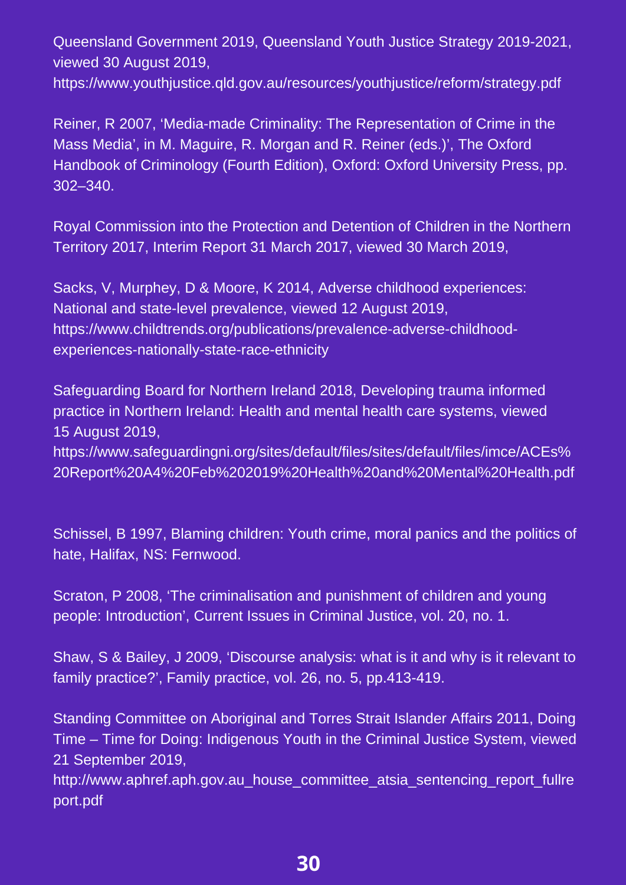Queensland Government 2019, Queensland Youth Justice Strategy 2019-2021, viewed 30 August 2019, https://www.youthjustice.qld.gov.au/resources/youthjustice/reform/strategy.pdf

Reiner, R 2007, 'Media-made Criminality: The Representation of Crime in the Mass Media', in M. Maguire, R. Morgan and R. Reiner (eds.)', The Oxford Handbook of Criminology (Fourth Edition), Oxford: Oxford University Press, pp. 302–340.

Royal Commission into the Protection and Detention of Children in the Northern Territory 2017, Interim Report 31 March 2017, viewed 30 March 2019,

Sacks, V, Murphey, D & Moore, K 2014, Adverse childhood experiences: National and state-level prevalence, viewed 12 August 2019, https://www.childtrends.org/publications/prevalence-adverse-childhood-experiences-nationally-state-race-ethnicity

Safeguarding Board for Northern Ireland 2018, Developing trauma informed practice in Northern Ireland: Health and mental health care systems, viewed 15 August 2019, https://www.safeguardingni.org/sites/default/files/sites/default/files/imce/ACEs%20Report%20A4%20Feb%202019%20Health%20and%20Mental%20Health.pdf

Schissel, B 1997, Blaming children: Youth crime, moral panics and the politics of hate, Halifax, NS: Fernwood.

Scraton, P 2008, 'The criminalisation and punishment of children and young people: Introduction', Current Issues in Criminal Justice, vol. 20, no. 1.

Shaw, S & Bailey, J 2009, 'Discourse analysis: what is it and why is it relevant to family practice?', Family practice, vol. 26, no. 5, pp.413-419.

Standing Committee on Aboriginal and Torres Strait Islander Affairs 2011, Doing Time – Time for Doing: Indigenous Youth in the Criminal Justice System, viewed 21 September 2019, http://www.aphref.aph.gov.au_house_committee_atsia_sentencing_report_fullreport.pdf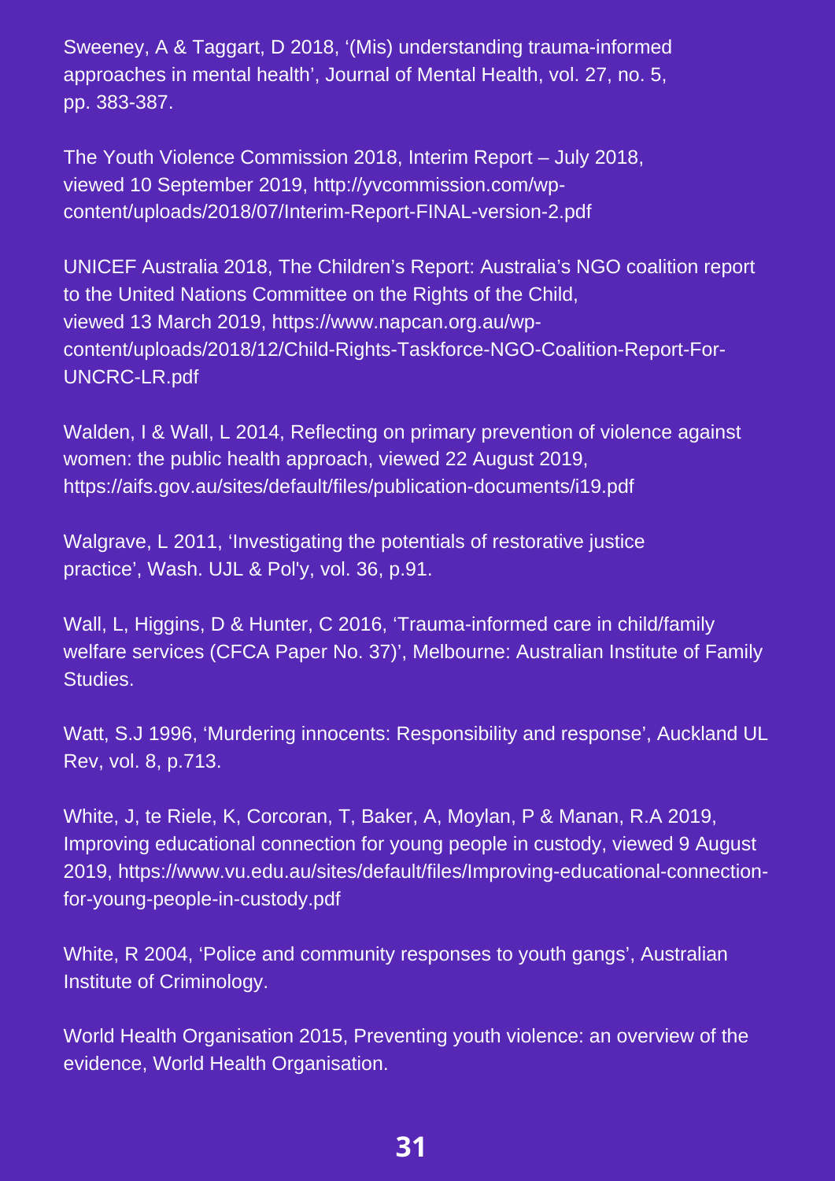Sweeney, A & Taggart, D 2018, '(Mis) understanding trauma-informed approaches in mental health', Journal of Mental Health, vol. 27, no. 5, pp. 383-387.

The Youth Violence Commission 2018, Interim Report – July 2018, viewed 10 September 2019, http://yvcommission.com/wp-content/uploads/2018/07/Interim-Report-FINAL-version-2.pdf

UNICEF Australia 2018, The Children's Report: Australia's NGO coalition report to the United Nations Committee on the Rights of the Child, viewed 13 March 2019, https://www.napcan.org.au/wp-content/uploads/2018/12/Child-Rights-Taskforce-NGO-Coalition-Report-For-UNCRC-LR.pdf

Walden, I & Wall, L 2014, Reflecting on primary prevention of violence against women: the public health approach, viewed 22 August 2019, https://aifs.gov.au/sites/default/files/publication-documents/i19.pdf

Walgrave, L 2011, 'Investigating the potentials of restorative justice practice', Wash. UJL & Pol'y, vol. 36, p.91.

Wall, L, Higgins, D & Hunter, C 2016, 'Trauma-informed care in child/family welfare services (CFCA Paper No. 37)', Melbourne: Australian Institute of Family Studies.

Watt, S.J 1996, 'Murdering innocents: Responsibility and response', Auckland UL Rev, vol. 8, p.713.

White, J, te Riele, K, Corcoran, T, Baker, A, Moylan, P & Manan, R.A 2019, Improving educational connection for young people in custody, viewed 9 August 2019, https://www.vu.edu.au/sites/default/files/Improving-educational-connection-for-young-people-in-custody.pdf

White, R 2004, 'Police and community responses to youth gangs', Australian Institute of Criminology.

World Health Organisation 2015, Preventing youth violence: an overview of the evidence, World Health Organisation.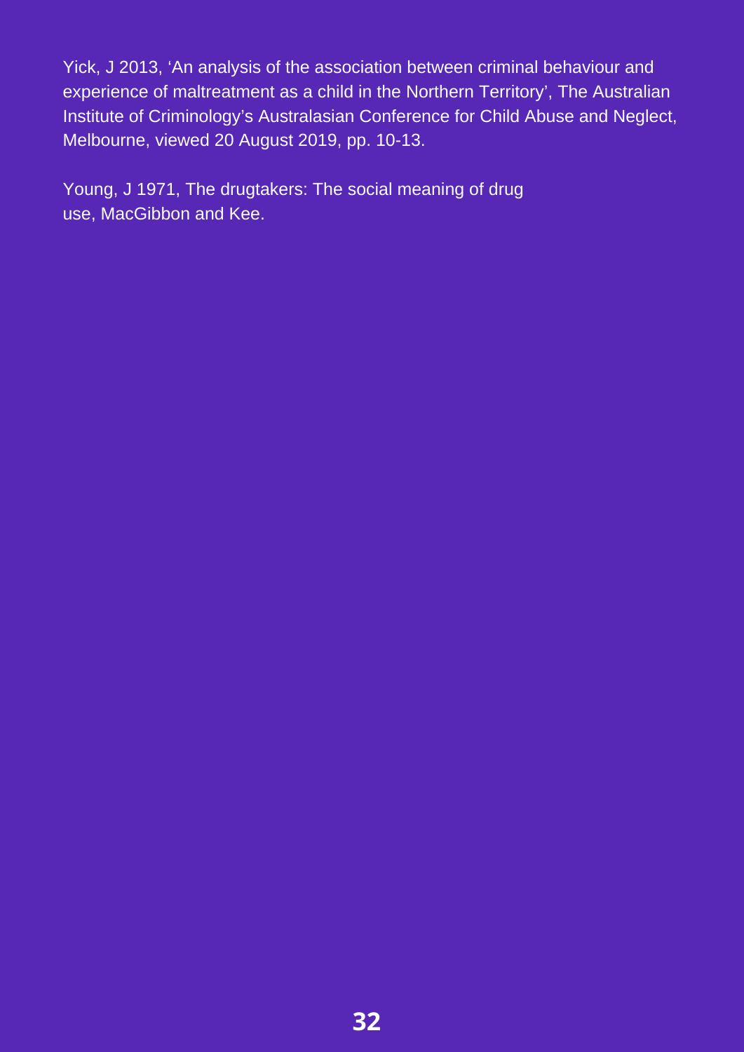Yick, J 2013, ‘An analysis of the association between criminal behaviour and experience of maltreatment as a child in the Northern Territory’, The Australian Institute of Criminology’s Australasian Conference for Child Abuse and Neglect, Melbourne, viewed 20 August 2019, pp. 10-13.

Young, J 1971, The drugtakers: The social meaning of drug use, MacGibbon and Kee.